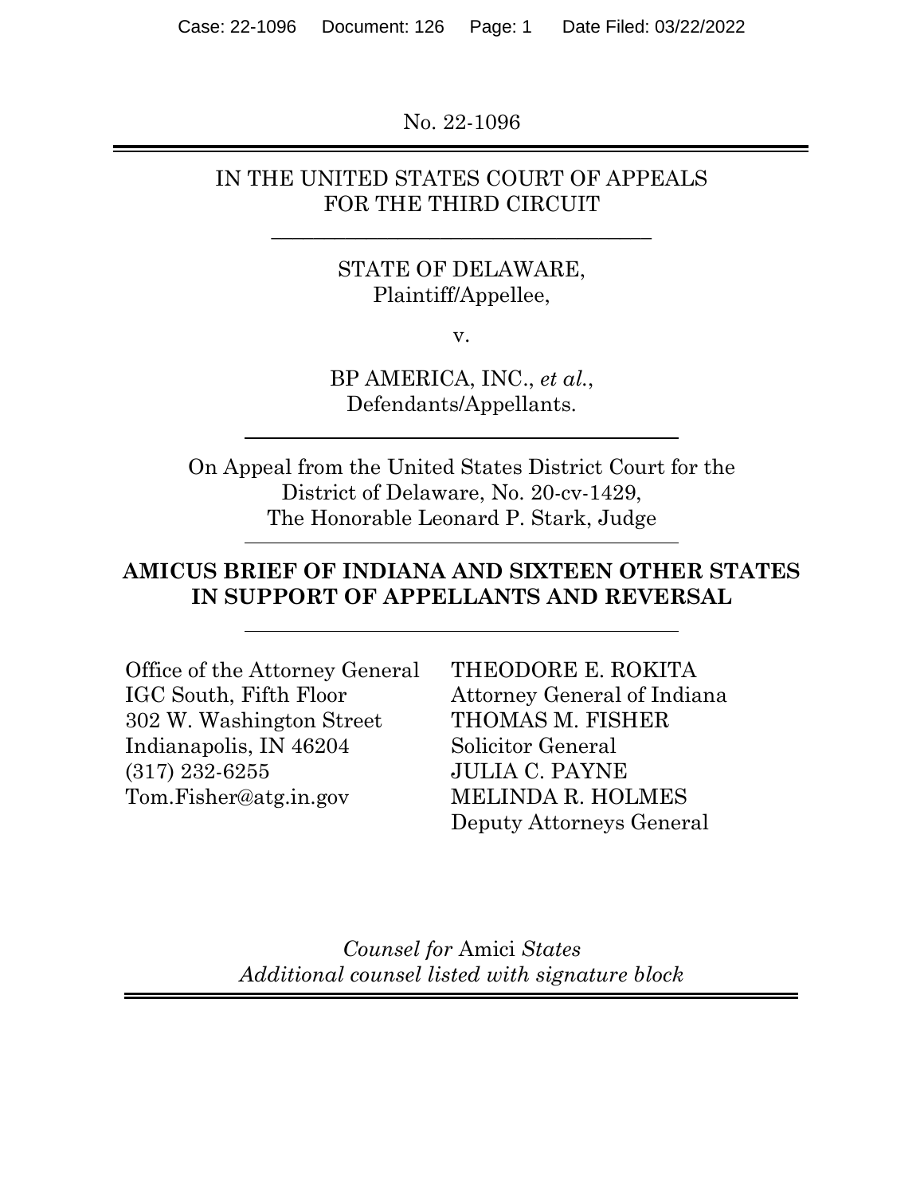No. 22-1096

IN THE UNITED STATES COURT OF APPEALS
FOR THE THIRD CIRCUIT

STATE OF DELAWARE,
Plaintiff/Appellee,

v.

BP AMERICA, INC., *et al.*,
Defendants/Appellants.

On Appeal from the United States District Court for the District of Delaware, No. 20-cv-1429,
The Honorable Leonard P. Stark, Judge

**AMICUS BRIEF OF INDIANA AND SIXTEEN OTHER STATES IN SUPPORT OF APPELLANTS AND REVERSAL**

Office of the Attorney General
IGC South, Fifth Floor
302 W. Washington Street
Indianapolis, IN 46204
(317) 232-6255
Tom.Fisher@atg.in.gov

THEODORE E. ROKITA
Attorney General of Indiana
THOMAS M. FISHER
Solicitor General
JULIA C. PAYNE
MELINDA R. HOLMES
Deputy Attorneys General

*Counsel for* Amici *States*
*Additional counsel listed with signature block*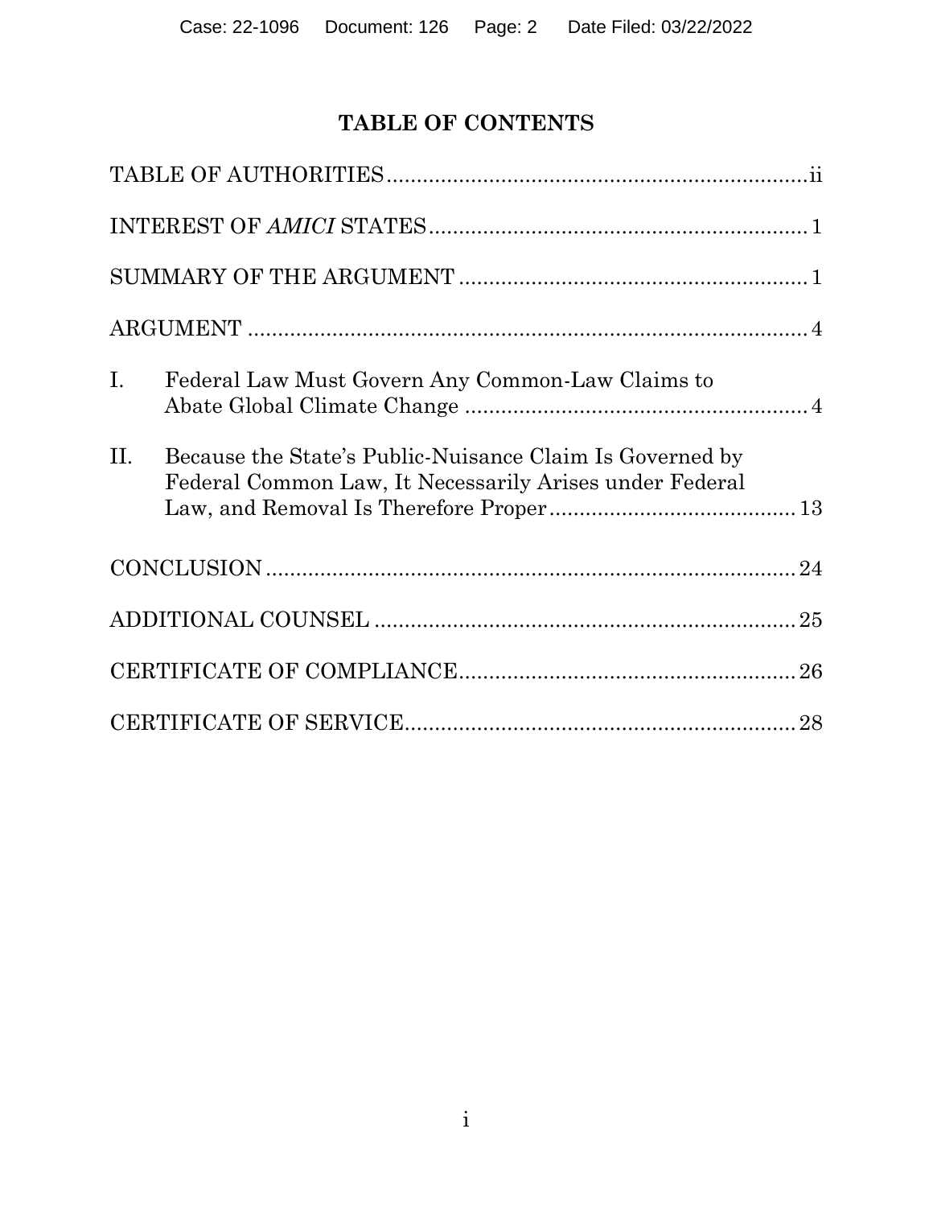# TABLE OF CONTENTS

| | |
|---|---|
| TABLE OF AUTHORITIES | ii |
| INTEREST OF *AMICI* STATES | 1 |
| SUMMARY OF THE ARGUMENT | 1 |
| ARGUMENT | 4 |
| I. Federal Law Must Govern Any Common-Law Claims to Abate Global Climate Change | 4 |
| II. Because the State's Public-Nuisance Claim Is Governed by Federal Common Law, It Necessarily Arises under Federal Law, and Removal Is Therefore Proper | 13 |
| CONCLUSION | 24 |
| ADDITIONAL COUNSEL | 25 |
| CERTIFICATE OF COMPLIANCE | 26 |
| CERTIFICATE OF SERVICE | 28 |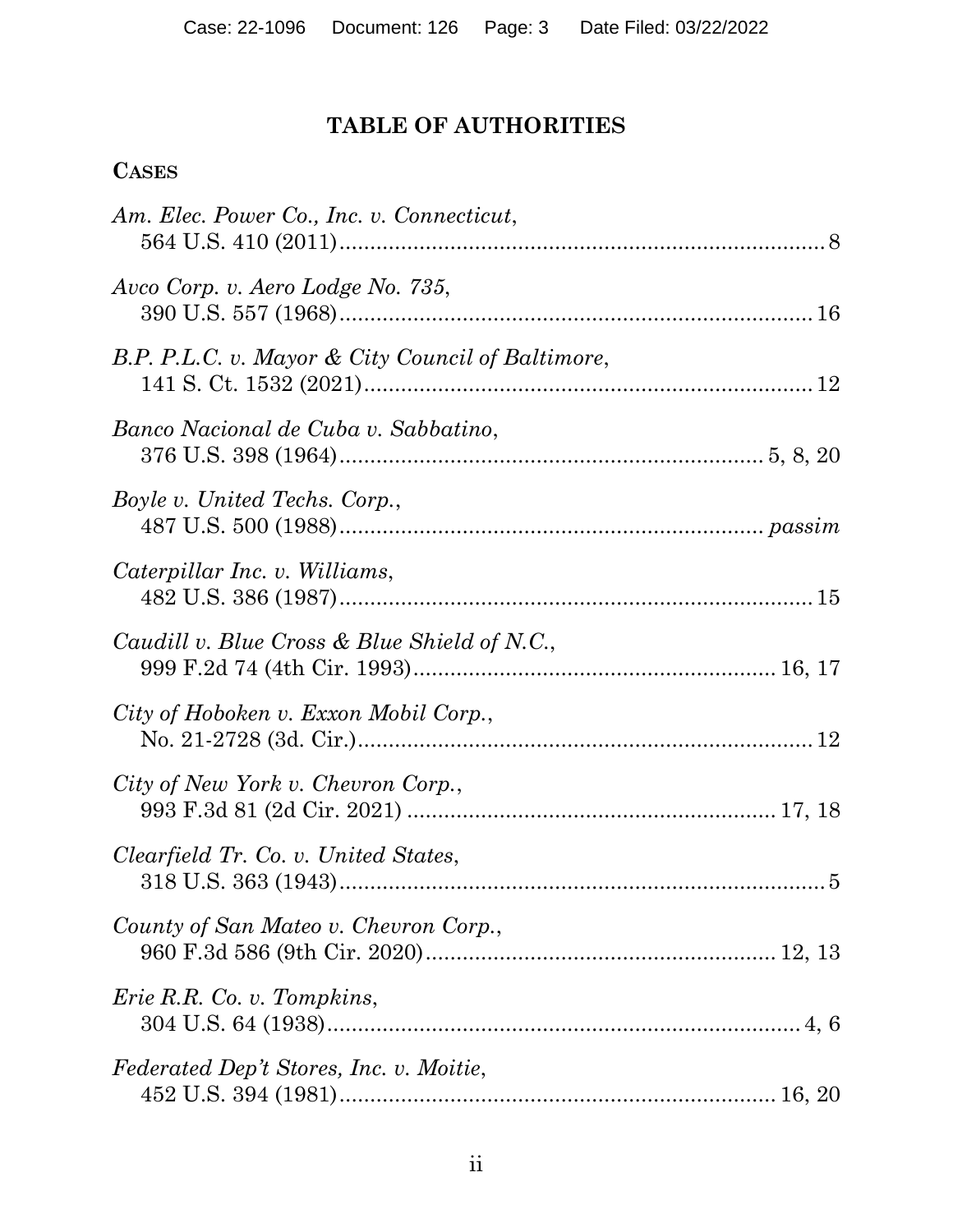# TABLE OF AUTHORITIES

## CASES

*Am. Elec. Power Co., Inc. v. Connecticut*,
564 U.S. 410 (2011) .......... 8

*Avco Corp. v. Aero Lodge No. 735*,
390 U.S. 557 (1968) .......... 16

*B.P. P.L.C. v. Mayor & City Council of Baltimore*,
141 S. Ct. 1532 (2021) .......... 12

*Banco Nacional de Cuba v. Sabbatino*,
376 U.S. 398 (1964) .......... 5, 8, 20

*Boyle v. United Techs. Corp.*,
487 U.S. 500 (1988) .......... *passim*

*Caterpillar Inc. v. Williams*,
482 U.S. 386 (1987) .......... 15

*Caudill v. Blue Cross & Blue Shield of N.C.*,
999 F.2d 74 (4th Cir. 1993) .......... 16, 17

*City of Hoboken v. Exxon Mobil Corp.*,
No. 21-2728 (3d. Cir.) .......... 12

*City of New York v. Chevron Corp.*,
993 F.3d 81 (2d Cir. 2021) .......... 17, 18

*Clearfield Tr. Co. v. United States*,
318 U.S. 363 (1943) .......... 5

*County of San Mateo v. Chevron Corp.*,
960 F.3d 586 (9th Cir. 2020) .......... 12, 13

*Erie R.R. Co. v. Tompkins*,
304 U.S. 64 (1938) .......... 4, 6

*Federated Dep't Stores, Inc. v. Moitie*,
452 U.S. 394 (1981) .......... 16, 20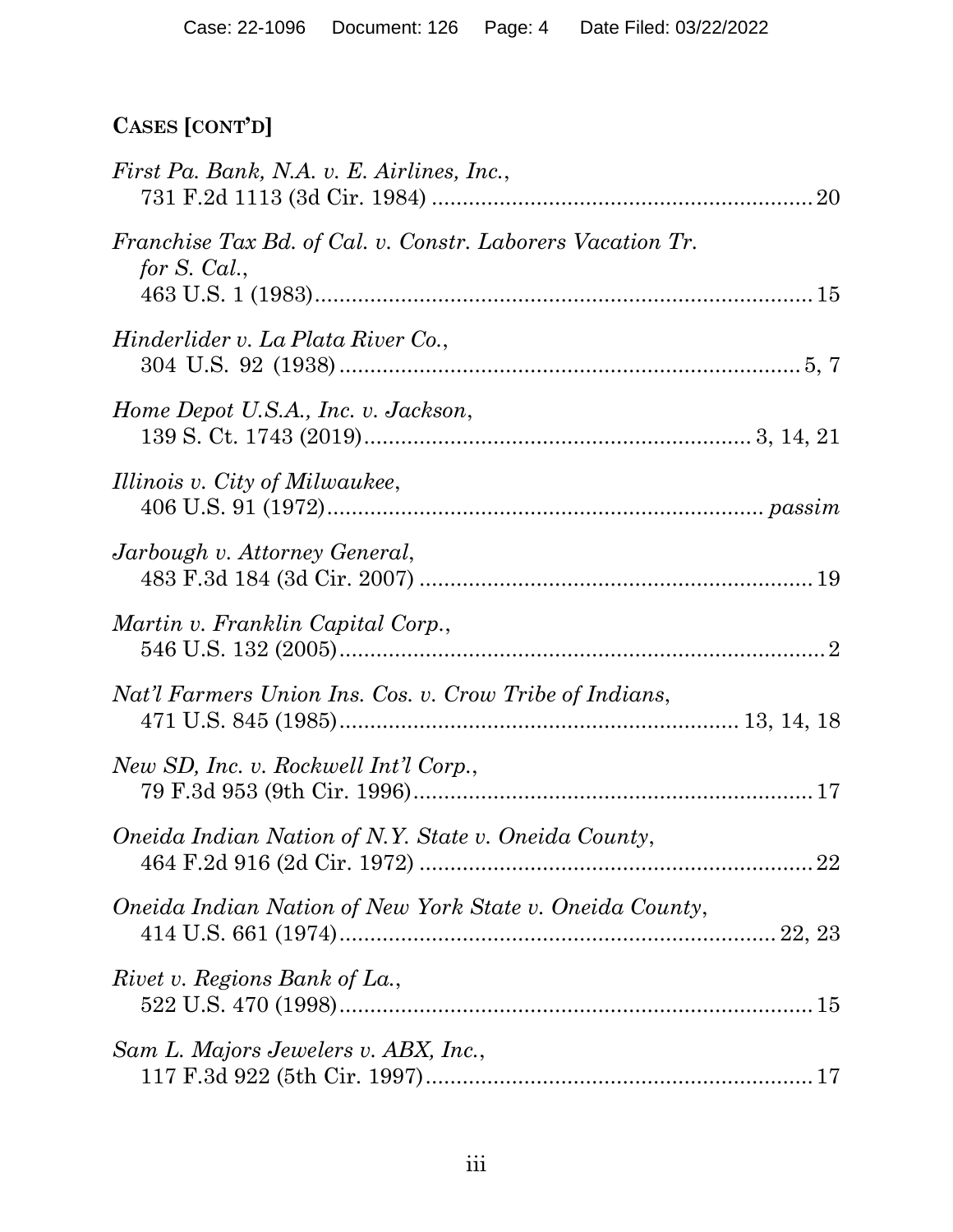## CASES [CONT'D]

*First Pa. Bank, N.A. v. E. Airlines, Inc.*,
731 F.2d 1113 (3d Cir. 1984) .......................................................... 20

*Franchise Tax Bd. of Cal. v. Constr. Laborers Vacation Tr. for S. Cal.*,
463 U.S. 1 (1983)........................................................................... 15

*Hinderlider v. La Plata River Co.*,
304 U.S. 92 (1938) ...................................................................... 5, 7

*Home Depot U.S.A., Inc. v. Jackson*,
139 S. Ct. 1743 (2019)................................................... 3, 14, 21

*Illinois v. City of Milwaukee*,
406 U.S. 91 (1972).................................................................. *passim*

*Jarbough v. Attorney General*,
483 F.3d 184 (3d Cir. 2007) ........................................................... 19

*Martin v. Franklin Capital Corp.*,
546 U.S. 132 (2005)......................................................................... 2

*Nat'l Farmers Union Ins. Cos. v. Crow Tribe of Indians*,
471 U.S. 845 (1985)..................................................... 13, 14, 18

*New SD, Inc. v. Rockwell Int'l Corp.*,
79 F.3d 953 (9th Cir. 1996)............................................................ 17

*Oneida Indian Nation of N.Y. State v. Oneida County*,
464 F.2d 916 (2d Cir. 1972) ........................................................... 22

*Oneida Indian Nation of New York State v. Oneida County*,
414 U.S. 661 (1974)................................................................ 22, 23

*Rivet v. Regions Bank of La.*,
522 U.S. 470 (1998)....................................................................... 15

*Sam L. Majors Jewelers v. ABX, Inc.*,
117 F.3d 922 (5th Cir. 1997)......................................................... 17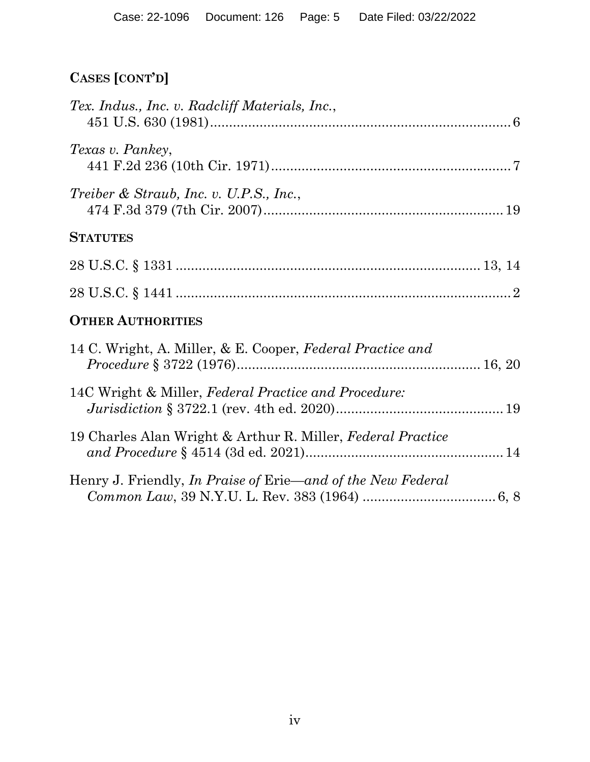## Cases [cont'd]

*Tex. Indus., Inc. v. Radcliff Materials, Inc.*,
451 U.S. 630 (1981) .......................................................................... 6

*Texas v. Pankey*,
441 F.2d 236 (10th Cir. 1971) ........................................................... 7

*Treiber & Straub, Inc. v. U.P.S., Inc.*,
474 F.3d 379 (7th Cir. 2007) ........................................................... 19

## Statutes

28 U.S.C. § 1331 ........................................................................ 13, 14

28 U.S.C. § 1441 ................................................................................ 2

## Other Authorities

14 C. Wright, A. Miller, & E. Cooper, *Federal Practice and Procedure* § 3722 (1976) ........................................................ 16, 20

14C Wright & Miller, *Federal Practice and Procedure: Jurisdiction* § 3722.1 (rev. 4th ed. 2020) ........................................ 19

19 Charles Alan Wright & Arthur R. Miller, *Federal Practice and Procedure* § 4514 (3d ed. 2021) ............................................... 14

Henry J. Friendly, *In Praise of* Erie—*and of the New Federal Common Law*, 39 N.Y.U. L. Rev. 383 (1964) ................................ 6, 8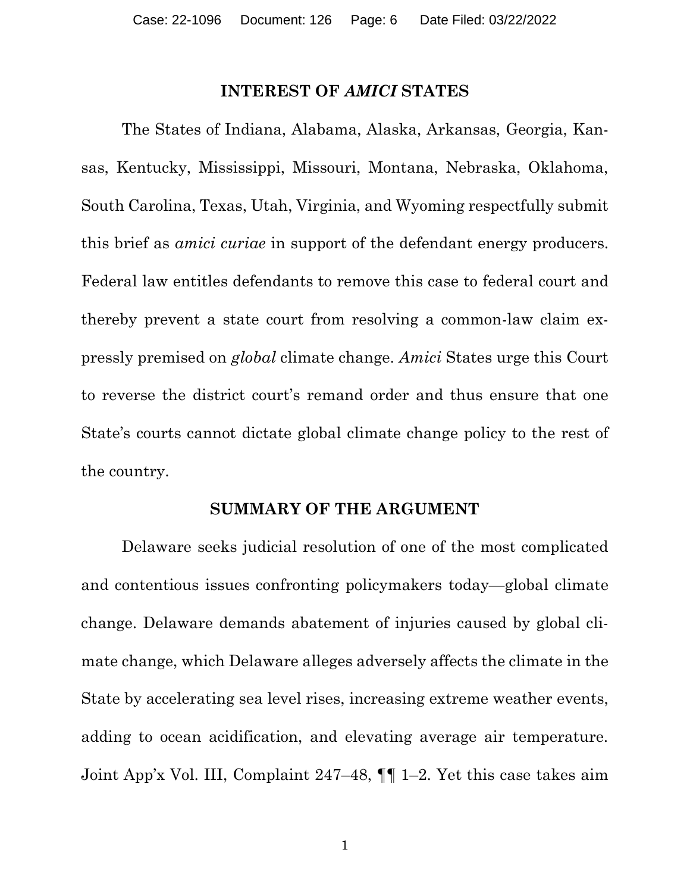## INTEREST OF *AMICI* STATES

The States of Indiana, Alabama, Alaska, Arkansas, Georgia, Kansas, Kentucky, Mississippi, Missouri, Montana, Nebraska, Oklahoma, South Carolina, Texas, Utah, Virginia, and Wyoming respectfully submit this brief as *amici curiae* in support of the defendant energy producers. Federal law entitles defendants to remove this case to federal court and thereby prevent a state court from resolving a common-law claim expressly premised on *global* climate change. *Amici* States urge this Court to reverse the district court's remand order and thus ensure that one State's courts cannot dictate global climate change policy to the rest of the country.

## SUMMARY OF THE ARGUMENT

Delaware seeks judicial resolution of one of the most complicated and contentious issues confronting policymakers today—global climate change. Delaware demands abatement of injuries caused by global climate change, which Delaware alleges adversely affects the climate in the State by accelerating sea level rises, increasing extreme weather events, adding to ocean acidification, and elevating average air temperature. Joint App'x Vol. III, Complaint 247–48, ¶¶ 1–2. Yet this case takes aim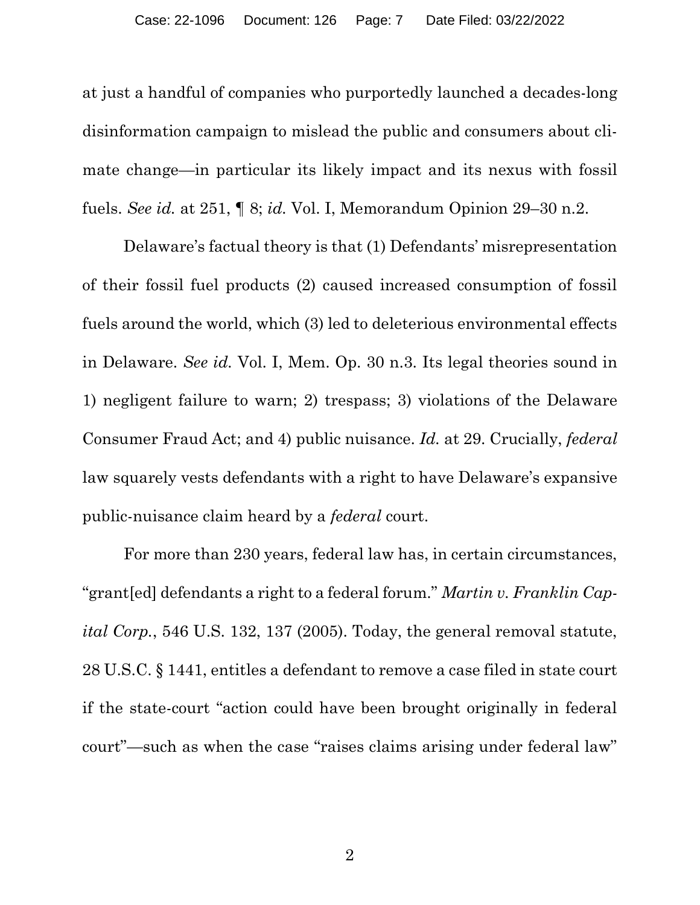at just a handful of companies who purportedly launched a decades-long disinformation campaign to mislead the public and consumers about climate change—in particular its likely impact and its nexus with fossil fuels. *See id.* at 251, ¶ 8; *id.* Vol. I, Memorandum Opinion 29–30 n.2.

Delaware's factual theory is that (1) Defendants' misrepresentation of their fossil fuel products (2) caused increased consumption of fossil fuels around the world, which (3) led to deleterious environmental effects in Delaware. *See id.* Vol. I, Mem. Op. 30 n.3. Its legal theories sound in 1) negligent failure to warn; 2) trespass; 3) violations of the Delaware Consumer Fraud Act; and 4) public nuisance. *Id.* at 29. Crucially, *federal* law squarely vests defendants with a right to have Delaware's expansive public-nuisance claim heard by a *federal* court.

For more than 230 years, federal law has, in certain circumstances, "grant[ed] defendants a right to a federal forum." *Martin v. Franklin Capital Corp.*, 546 U.S. 132, 137 (2005). Today, the general removal statute, 28 U.S.C. § 1441, entitles a defendant to remove a case filed in state court if the state-court "action could have been brought originally in federal court"—such as when the case "raises claims arising under federal law"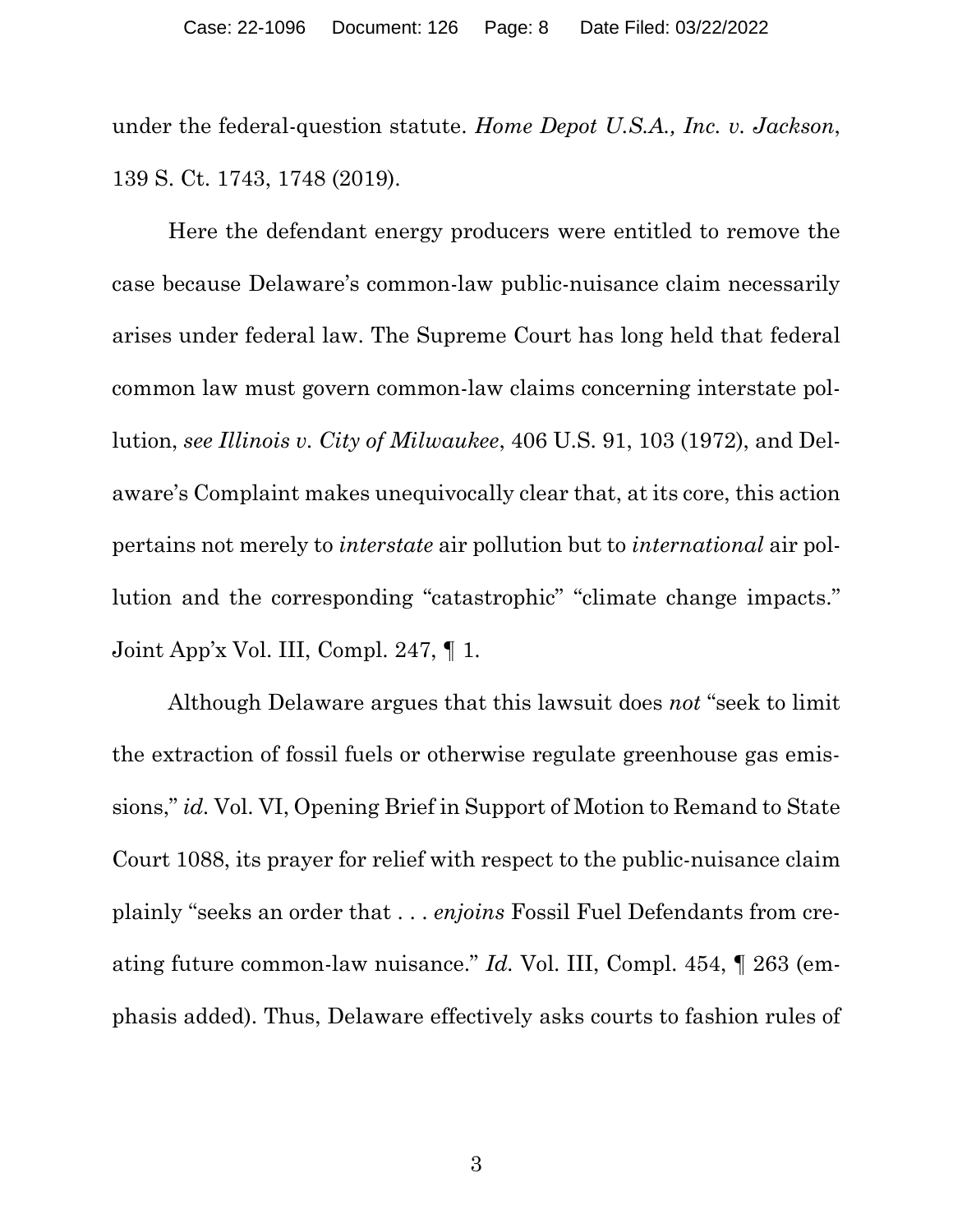under the federal-question statute. *Home Depot U.S.A., Inc. v. Jackson*, 139 S. Ct. 1743, 1748 (2019).

Here the defendant energy producers were entitled to remove the case because Delaware's common-law public-nuisance claim necessarily arises under federal law. The Supreme Court has long held that federal common law must govern common-law claims concerning interstate pollution, *see Illinois v. City of Milwaukee*, 406 U.S. 91, 103 (1972), and Delaware's Complaint makes unequivocally clear that, at its core, this action pertains not merely to *interstate* air pollution but to *international* air pollution and the corresponding "catastrophic" "climate change impacts." Joint App'x Vol. III, Compl. 247, ¶ 1.

Although Delaware argues that this lawsuit does *not* "seek to limit the extraction of fossil fuels or otherwise regulate greenhouse gas emissions," *id.* Vol. VI, Opening Brief in Support of Motion to Remand to State Court 1088, its prayer for relief with respect to the public-nuisance claim plainly "seeks an order that . . . *enjoins* Fossil Fuel Defendants from creating future common-law nuisance." *Id.* Vol. III, Compl. 454, ¶ 263 (emphasis added). Thus, Delaware effectively asks courts to fashion rules of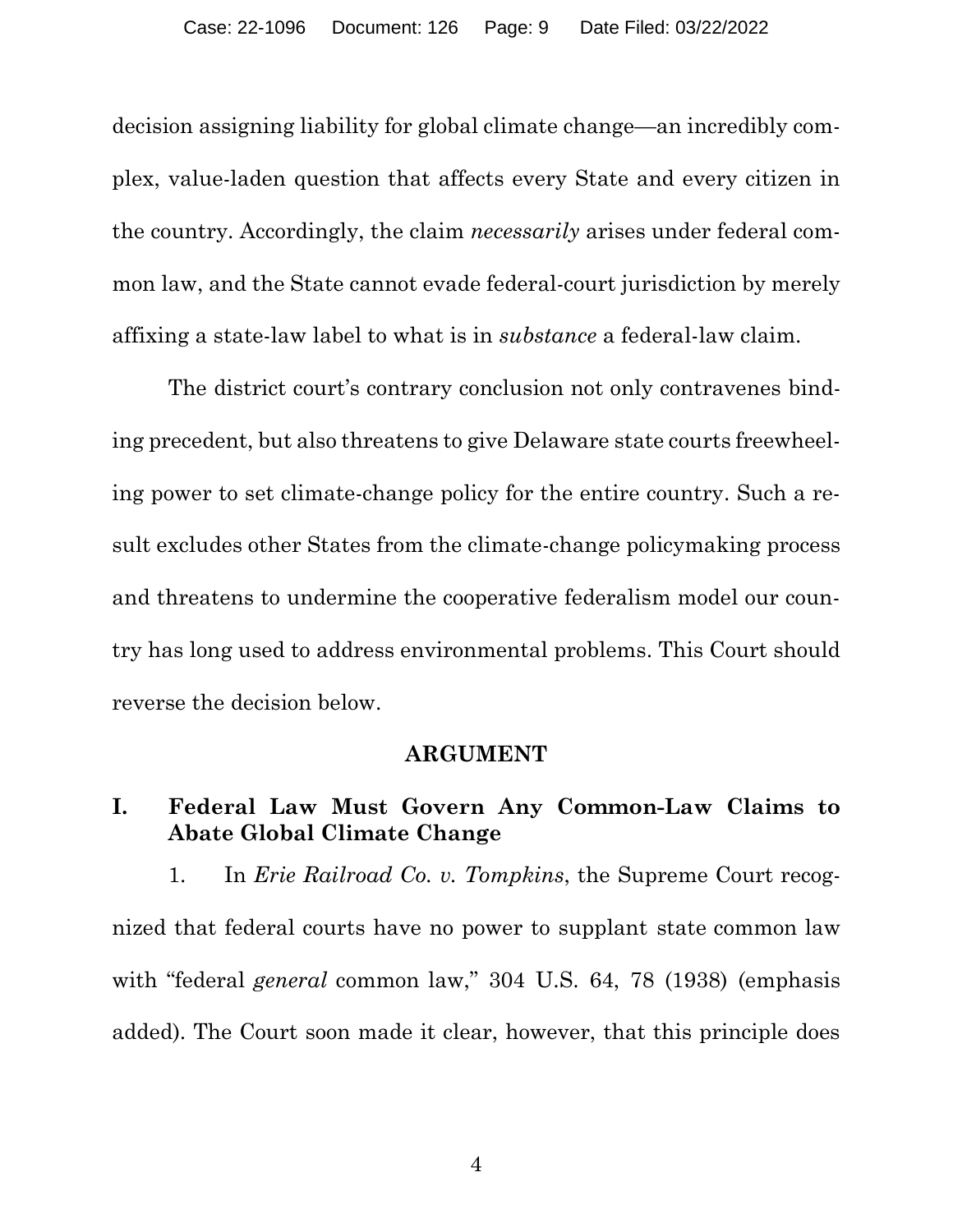decision assigning liability for global climate change—an incredibly complex, value-laden question that affects every State and every citizen in the country. Accordingly, the claim *necessarily* arises under federal common law, and the State cannot evade federal-court jurisdiction by merely affixing a state-law label to what is in *substance* a federal-law claim.

The district court's contrary conclusion not only contravenes binding precedent, but also threatens to give Delaware state courts freewheeling power to set climate-change policy for the entire country. Such a result excludes other States from the climate-change policymaking process and threatens to undermine the cooperative federalism model our country has long used to address environmental problems. This Court should reverse the decision below.

## ARGUMENT

### I. Federal Law Must Govern Any Common-Law Claims to Abate Global Climate Change

1. In *Erie Railroad Co. v. Tompkins*, the Supreme Court recognized that federal courts have no power to supplant state common law with "federal *general* common law," 304 U.S. 64, 78 (1938) (emphasis added). The Court soon made it clear, however, that this principle does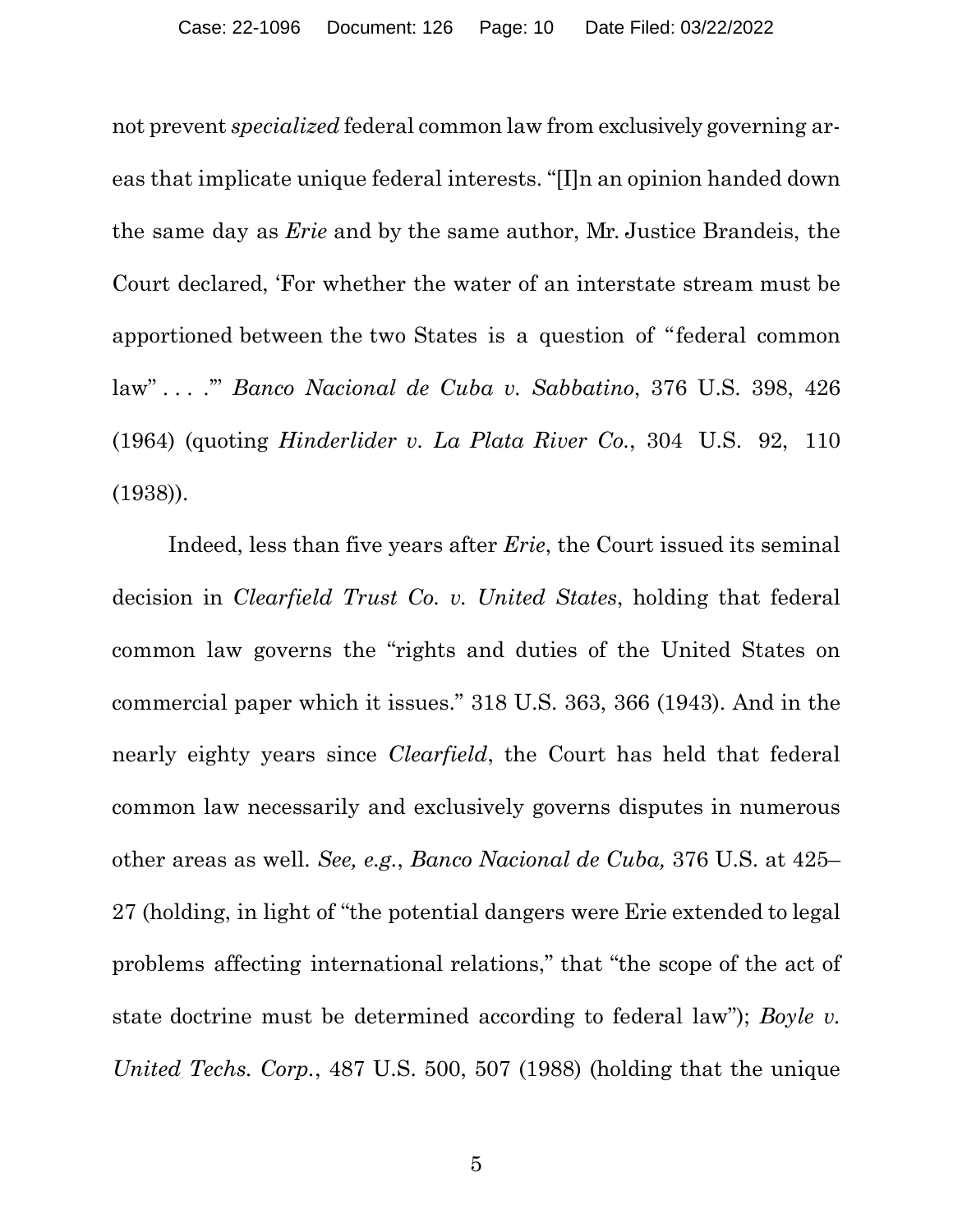not prevent *specialized* federal common law from exclusively governing areas that implicate unique federal interests. "[I]n an opinion handed down the same day as *Erie* and by the same author, Mr. Justice Brandeis, the Court declared, 'For whether the water of an interstate stream must be apportioned between the two States is a question of "federal common law" . . . .'" *Banco Nacional de Cuba v. Sabbatino*, 376 U.S. 398, 426 (1964) (quoting *Hinderlider v. La Plata River Co.*, 304 U.S. 92, 110 (1938)).

Indeed, less than five years after *Erie*, the Court issued its seminal decision in *Clearfield Trust Co. v. United States*, holding that federal common law governs the "rights and duties of the United States on commercial paper which it issues." 318 U.S. 363, 366 (1943). And in the nearly eighty years since *Clearfield*, the Court has held that federal common law necessarily and exclusively governs disputes in numerous other areas as well. *See, e.g.*, *Banco Nacional de Cuba,* 376 U.S. at 425–27 (holding, in light of "the potential dangers were Erie extended to legal problems affecting international relations," that "the scope of the act of state doctrine must be determined according to federal law"); *Boyle v. United Techs. Corp.*, 487 U.S. 500, 507 (1988) (holding that the unique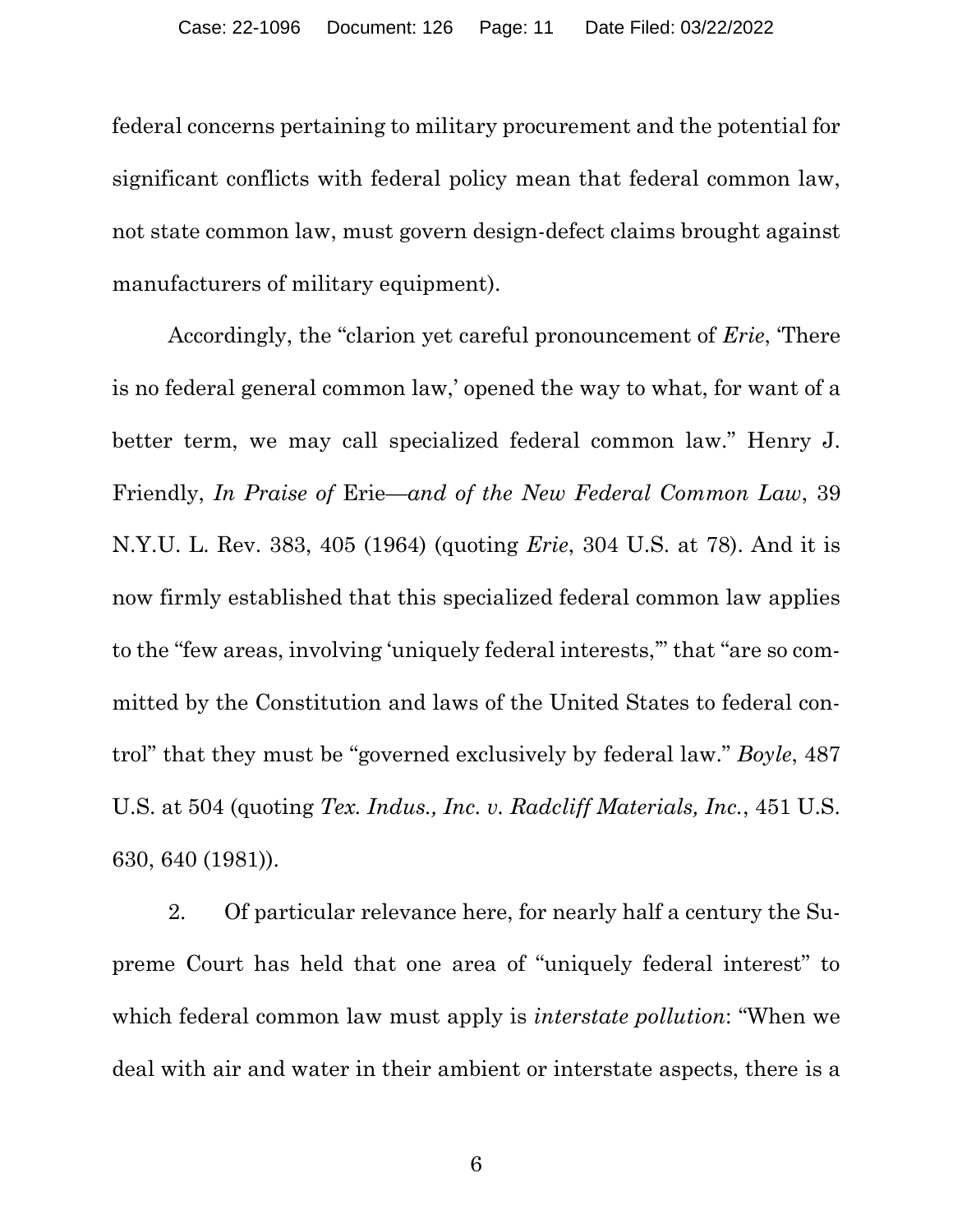federal concerns pertaining to military procurement and the potential for significant conflicts with federal policy mean that federal common law, not state common law, must govern design-defect claims brought against manufacturers of military equipment).

Accordingly, the "clarion yet careful pronouncement of *Erie*, 'There is no federal general common law,' opened the way to what, for want of a better term, we may call specialized federal common law." Henry J. Friendly, *In Praise of* Erie—*and of the New Federal Common Law*, 39 N.Y.U. L. Rev. 383, 405 (1964) (quoting *Erie*, 304 U.S. at 78). And it is now firmly established that this specialized federal common law applies to the "few areas, involving 'uniquely federal interests,'" that "are so committed by the Constitution and laws of the United States to federal control" that they must be "governed exclusively by federal law." *Boyle*, 487 U.S. at 504 (quoting *Tex. Indus., Inc. v. Radcliff Materials, Inc.*, 451 U.S. 630, 640 (1981)).

2. Of particular relevance here, for nearly half a century the Supreme Court has held that one area of "uniquely federal interest" to which federal common law must apply is *interstate pollution*: "When we deal with air and water in their ambient or interstate aspects, there is a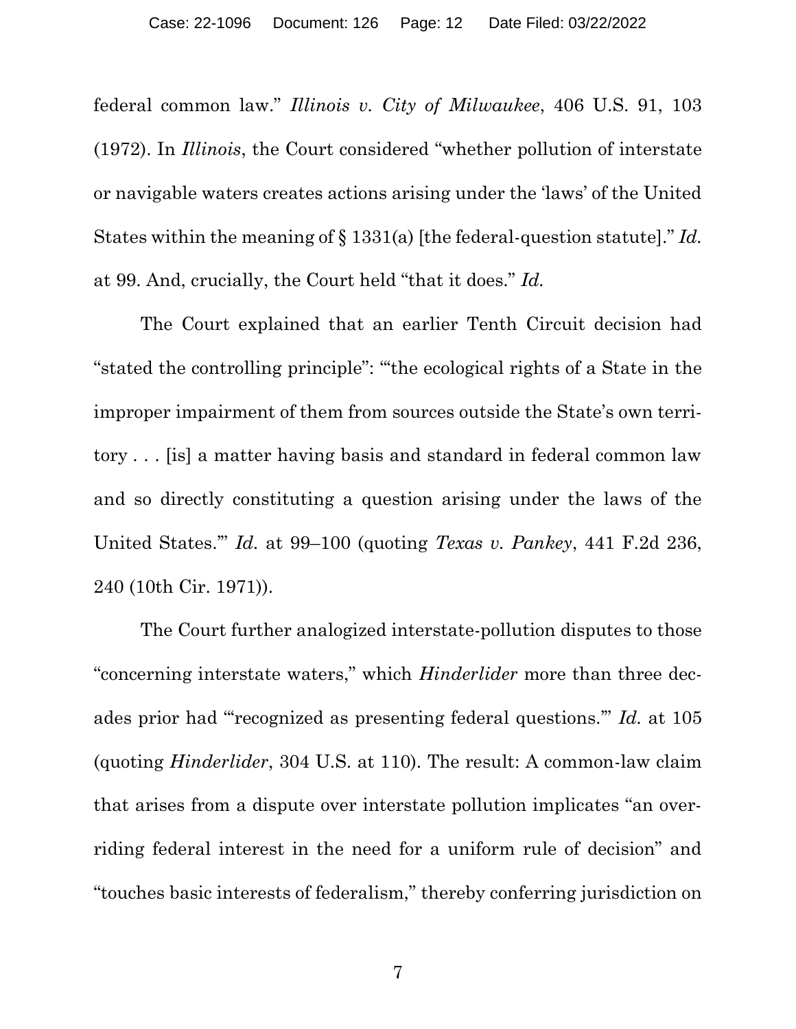federal common law." *Illinois v. City of Milwaukee*, 406 U.S. 91, 103 (1972). In *Illinois*, the Court considered "whether pollution of interstate or navigable waters creates actions arising under the 'laws' of the United States within the meaning of § 1331(a) [the federal-question statute]." *Id.* at 99. And, crucially, the Court held "that it does." *Id.*

The Court explained that an earlier Tenth Circuit decision had "stated the controlling principle": "'the ecological rights of a State in the improper impairment of them from sources outside the State's own territory . . . [is] a matter having basis and standard in federal common law and so directly constituting a question arising under the laws of the United States.'" *Id.* at 99–100 (quoting *Texas v. Pankey*, 441 F.2d 236, 240 (10th Cir. 1971)).

The Court further analogized interstate-pollution disputes to those "concerning interstate waters," which *Hinderlider* more than three decades prior had "'recognized as presenting federal questions.'" *Id.* at 105 (quoting *Hinderlider*, 304 U.S. at 110). The result: A common-law claim that arises from a dispute over interstate pollution implicates "an overriding federal interest in the need for a uniform rule of decision" and "touches basic interests of federalism," thereby conferring jurisdiction on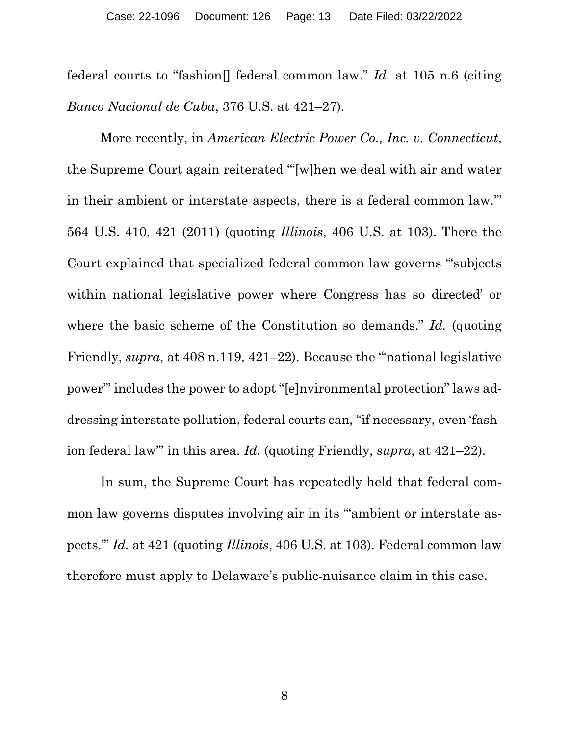federal courts to "fashion[] federal common law." *Id.* at 105 n.6 (citing *Banco Nacional de Cuba*, 376 U.S. at 421–27).

More recently, in *American Electric Power Co., Inc. v. Connecticut*, the Supreme Court again reiterated "'[w]hen we deal with air and water in their ambient or interstate aspects, there is a federal common law.'" 564 U.S. 410, 421 (2011) (quoting *Illinois*, 406 U.S. at 103). There the Court explained that specialized federal common law governs "'subjects within national legislative power where Congress has so directed' or where the basic scheme of the Constitution so demands." *Id.* (quoting Friendly, *supra*, at 408 n.119, 421–22). Because the "'national legislative power'" includes the power to adopt "[e]nvironmental protection" laws addressing interstate pollution, federal courts can, "if necessary, even 'fashion federal law'" in this area. *Id.* (quoting Friendly, *supra*, at 421–22).

In sum, the Supreme Court has repeatedly held that federal common law governs disputes involving air in its "'ambient or interstate aspects.'" *Id.* at 421 (quoting *Illinois*, 406 U.S. at 103). Federal common law therefore must apply to Delaware's public-nuisance claim in this case.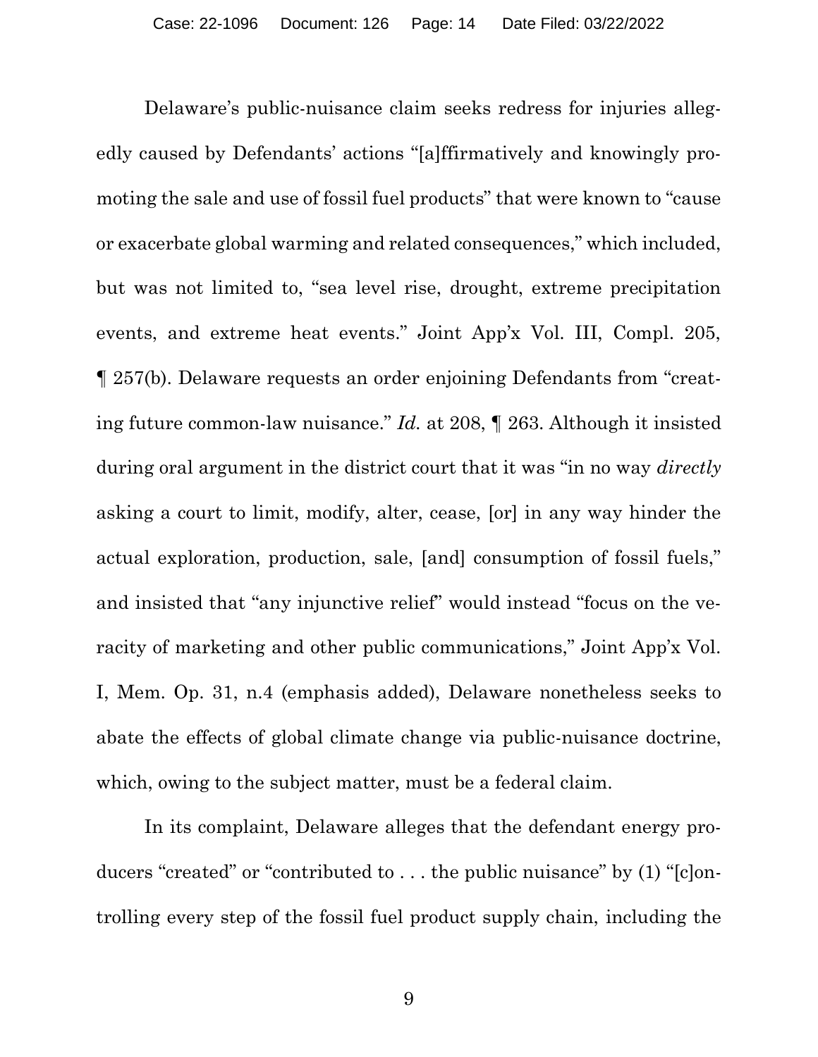Delaware's public-nuisance claim seeks redress for injuries allegedly caused by Defendants' actions "[a]ffirmatively and knowingly promoting the sale and use of fossil fuel products" that were known to "cause or exacerbate global warming and related consequences," which included, but was not limited to, "sea level rise, drought, extreme precipitation events, and extreme heat events." Joint App'x Vol. III, Compl. 205, ¶ 257(b). Delaware requests an order enjoining Defendants from "creating future common-law nuisance." *Id.* at 208, ¶ 263. Although it insisted during oral argument in the district court that it was "in no way *directly* asking a court to limit, modify, alter, cease, [or] in any way hinder the actual exploration, production, sale, [and] consumption of fossil fuels," and insisted that "any injunctive relief" would instead "focus on the veracity of marketing and other public communications," Joint App'x Vol. I, Mem. Op. 31, n.4 (emphasis added), Delaware nonetheless seeks to abate the effects of global climate change via public-nuisance doctrine, which, owing to the subject matter, must be a federal claim.

In its complaint, Delaware alleges that the defendant energy producers "created" or "contributed to . . . the public nuisance" by (1) "[c]ontrolling every step of the fossil fuel product supply chain, including the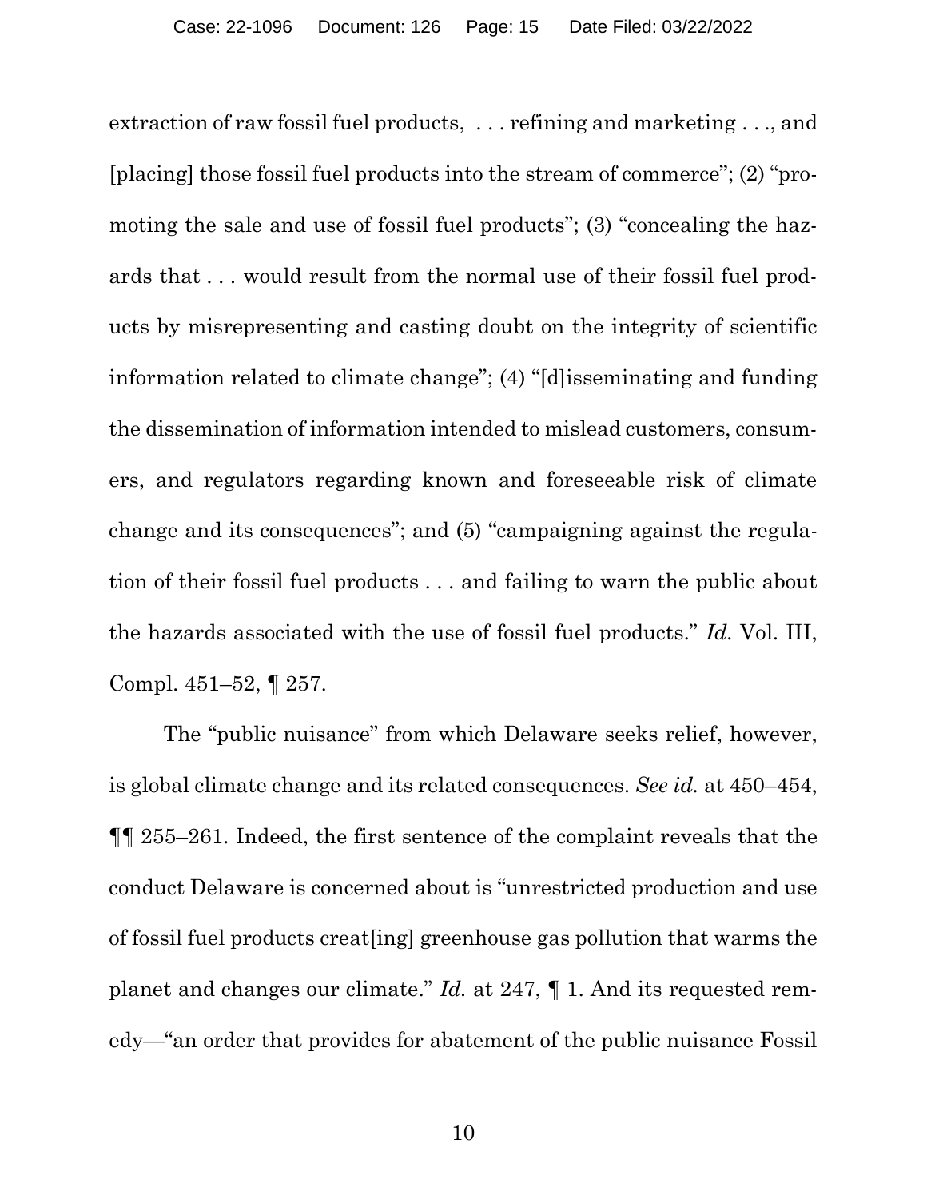extraction of raw fossil fuel products, . . . refining and marketing . . ., and [placing] those fossil fuel products into the stream of commerce"; (2) "promoting the sale and use of fossil fuel products"; (3) "concealing the hazards that . . . would result from the normal use of their fossil fuel products by misrepresenting and casting doubt on the integrity of scientific information related to climate change"; (4) "[d]isseminating and funding the dissemination of information intended to mislead customers, consumers, and regulators regarding known and foreseeable risk of climate change and its consequences"; and (5) "campaigning against the regulation of their fossil fuel products . . . and failing to warn the public about the hazards associated with the use of fossil fuel products." *Id.* Vol. III, Compl. 451–52, ¶ 257.

The "public nuisance" from which Delaware seeks relief, however, is global climate change and its related consequences. *See id.* at 450–454, ¶¶ 255–261. Indeed, the first sentence of the complaint reveals that the conduct Delaware is concerned about is "unrestricted production and use of fossil fuel products creat[ing] greenhouse gas pollution that warms the planet and changes our climate." *Id.* at 247, ¶ 1. And its requested remedy—"an order that provides for abatement of the public nuisance Fossil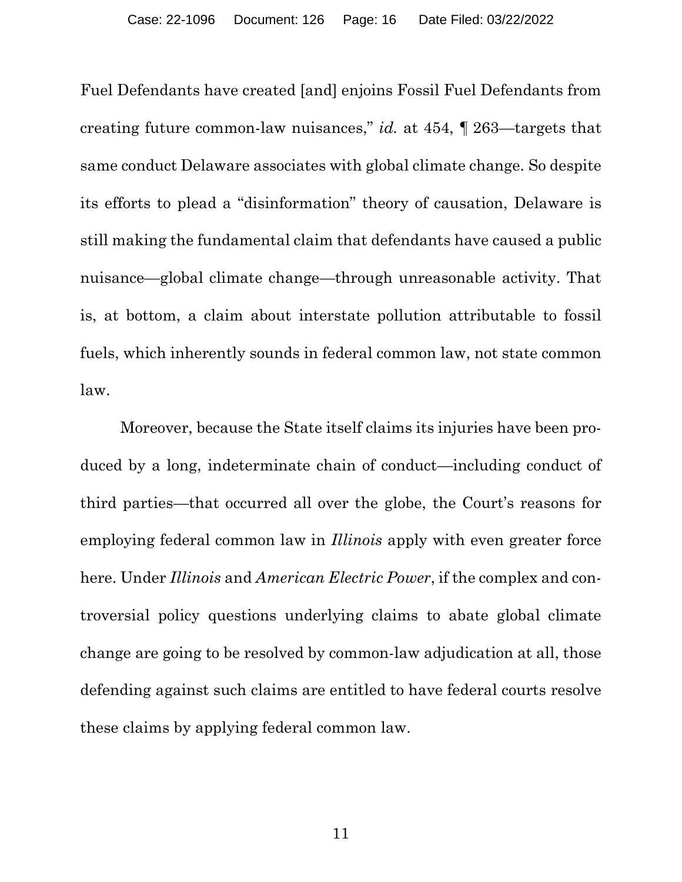Fuel Defendants have created [and] enjoins Fossil Fuel Defendants from creating future common-law nuisances," *id.* at 454, ¶ 263—targets that same conduct Delaware associates with global climate change. So despite its efforts to plead a "disinformation" theory of causation, Delaware is still making the fundamental claim that defendants have caused a public nuisance—global climate change—through unreasonable activity. That is, at bottom, a claim about interstate pollution attributable to fossil fuels, which inherently sounds in federal common law, not state common law.

Moreover, because the State itself claims its injuries have been produced by a long, indeterminate chain of conduct—including conduct of third parties—that occurred all over the globe, the Court's reasons for employing federal common law in *Illinois* apply with even greater force here. Under *Illinois* and *American Electric Power*, if the complex and controversial policy questions underlying claims to abate global climate change are going to be resolved by common-law adjudication at all, those defending against such claims are entitled to have federal courts resolve these claims by applying federal common law.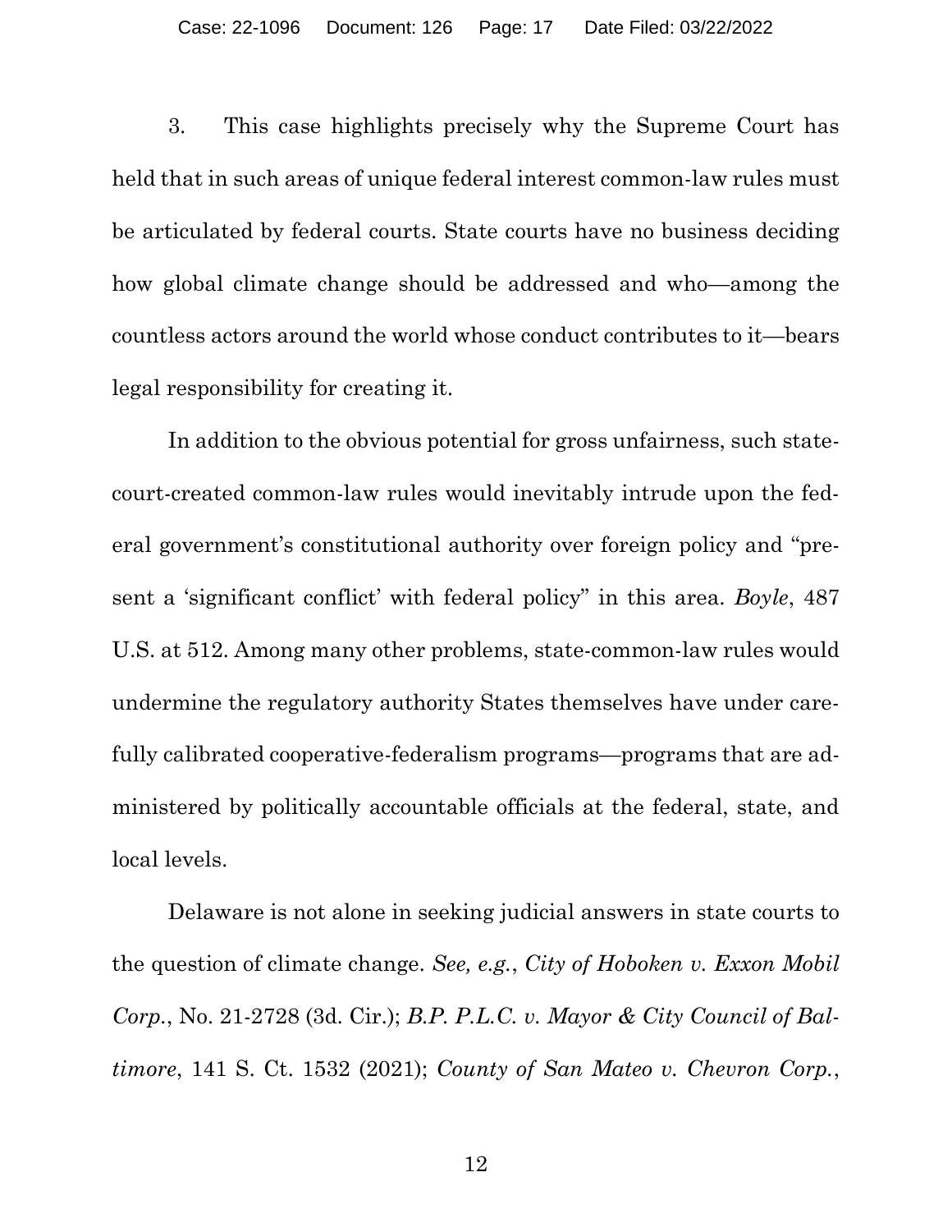3. This case highlights precisely why the Supreme Court has held that in such areas of unique federal interest common-law rules must be articulated by federal courts. State courts have no business deciding how global climate change should be addressed and who—among the countless actors around the world whose conduct contributes to it—bears legal responsibility for creating it.

In addition to the obvious potential for gross unfairness, such state-court-created common-law rules would inevitably intrude upon the federal government's constitutional authority over foreign policy and "present a 'significant conflict' with federal policy" in this area. *Boyle*, 487 U.S. at 512. Among many other problems, state-common-law rules would undermine the regulatory authority States themselves have under carefully calibrated cooperative-federalism programs—programs that are administered by politically accountable officials at the federal, state, and local levels.

Delaware is not alone in seeking judicial answers in state courts to the question of climate change. *See, e.g.*, *City of Hoboken v. Exxon Mobil Corp.*, No. 21-2728 (3d. Cir.); *B.P. P.L.C. v. Mayor & City Council of Baltimore*, 141 S. Ct. 1532 (2021); *County of San Mateo v. Chevron Corp.*,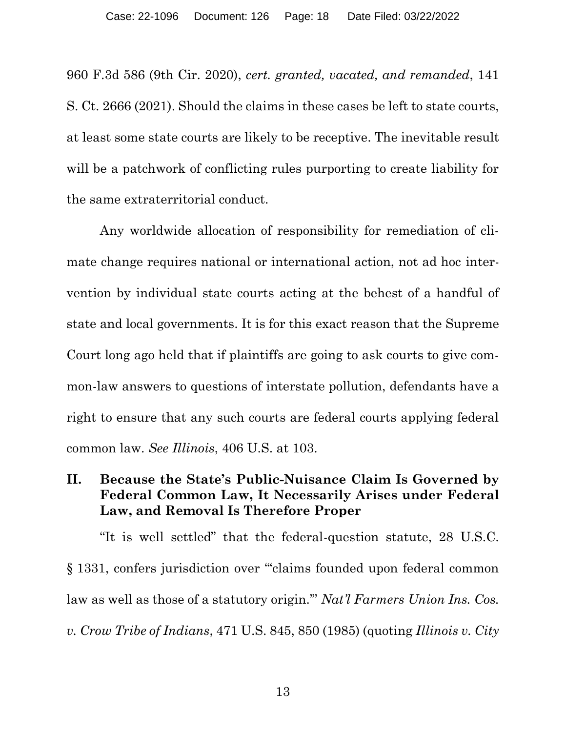960 F.3d 586 (9th Cir. 2020), *cert. granted, vacated, and remanded*, 141 S. Ct. 2666 (2021). Should the claims in these cases be left to state courts, at least some state courts are likely to be receptive. The inevitable result will be a patchwork of conflicting rules purporting to create liability for the same extraterritorial conduct.

Any worldwide allocation of responsibility for remediation of climate change requires national or international action, not ad hoc intervention by individual state courts acting at the behest of a handful of state and local governments. It is for this exact reason that the Supreme Court long ago held that if plaintiffs are going to ask courts to give common-law answers to questions of interstate pollution, defendants have a right to ensure that any such courts are federal courts applying federal common law. *See Illinois*, 406 U.S. at 103.

## II. Because the State's Public-Nuisance Claim Is Governed by Federal Common Law, It Necessarily Arises under Federal Law, and Removal Is Therefore Proper

"It is well settled" that the federal-question statute, 28 U.S.C. § 1331, confers jurisdiction over "'claims founded upon federal common law as well as those of a statutory origin.'" *Nat'l Farmers Union Ins. Cos. v. Crow Tribe of Indians*, 471 U.S. 845, 850 (1985) (quoting *Illinois v. City*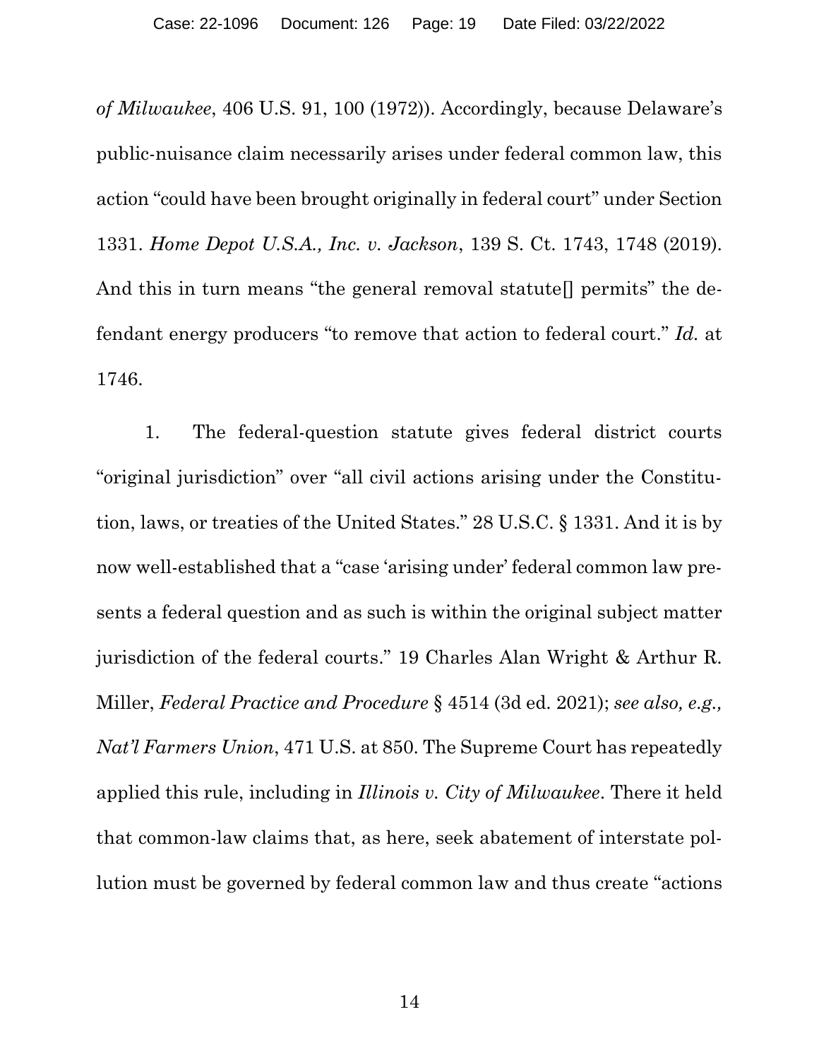*of Milwaukee*, 406 U.S. 91, 100 (1972)). Accordingly, because Delaware's public-nuisance claim necessarily arises under federal common law, this action "could have been brought originally in federal court" under Section 1331. *Home Depot U.S.A., Inc. v. Jackson*, 139 S. Ct. 1743, 1748 (2019). And this in turn means "the general removal statute[] permits" the defendant energy producers "to remove that action to federal court." *Id.* at 1746.

1. The federal-question statute gives federal district courts "original jurisdiction" over "all civil actions arising under the Constitution, laws, or treaties of the United States." 28 U.S.C. § 1331. And it is by now well-established that a "case 'arising under' federal common law presents a federal question and as such is within the original subject matter jurisdiction of the federal courts." 19 Charles Alan Wright & Arthur R. Miller, *Federal Practice and Procedure* § 4514 (3d ed. 2021); *see also, e.g., Nat'l Farmers Union*, 471 U.S. at 850. The Supreme Court has repeatedly applied this rule, including in *Illinois v. City of Milwaukee*. There it held that common-law claims that, as here, seek abatement of interstate pollution must be governed by federal common law and thus create "actions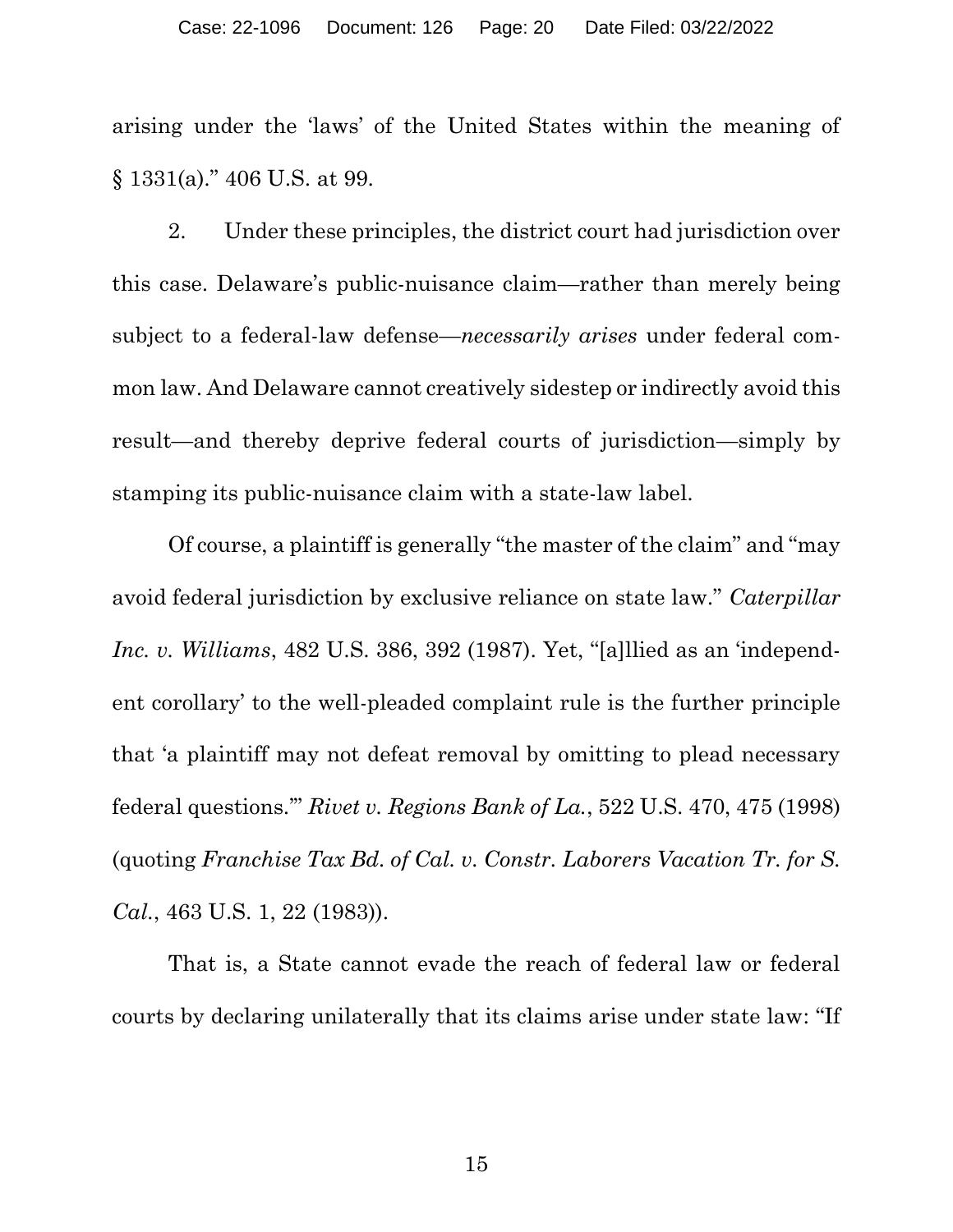arising under the 'laws' of the United States within the meaning of § 1331(a)." 406 U.S. at 99.

2. Under these principles, the district court had jurisdiction over this case. Delaware's public-nuisance claim—rather than merely being subject to a federal-law defense—*necessarily arises* under federal common law. And Delaware cannot creatively sidestep or indirectly avoid this result—and thereby deprive federal courts of jurisdiction—simply by stamping its public-nuisance claim with a state-law label.

Of course, a plaintiff is generally "the master of the claim" and "may avoid federal jurisdiction by exclusive reliance on state law." *Caterpillar Inc. v. Williams*, 482 U.S. 386, 392 (1987). Yet, "[a]llied as an 'independent corollary' to the well-pleaded complaint rule is the further principle that 'a plaintiff may not defeat removal by omitting to plead necessary federal questions.'" *Rivet v. Regions Bank of La.*, 522 U.S. 470, 475 (1998) (quoting *Franchise Tax Bd. of Cal. v. Constr. Laborers Vacation Tr. for S. Cal.*, 463 U.S. 1, 22 (1983)).

That is, a State cannot evade the reach of federal law or federal courts by declaring unilaterally that its claims arise under state law: "If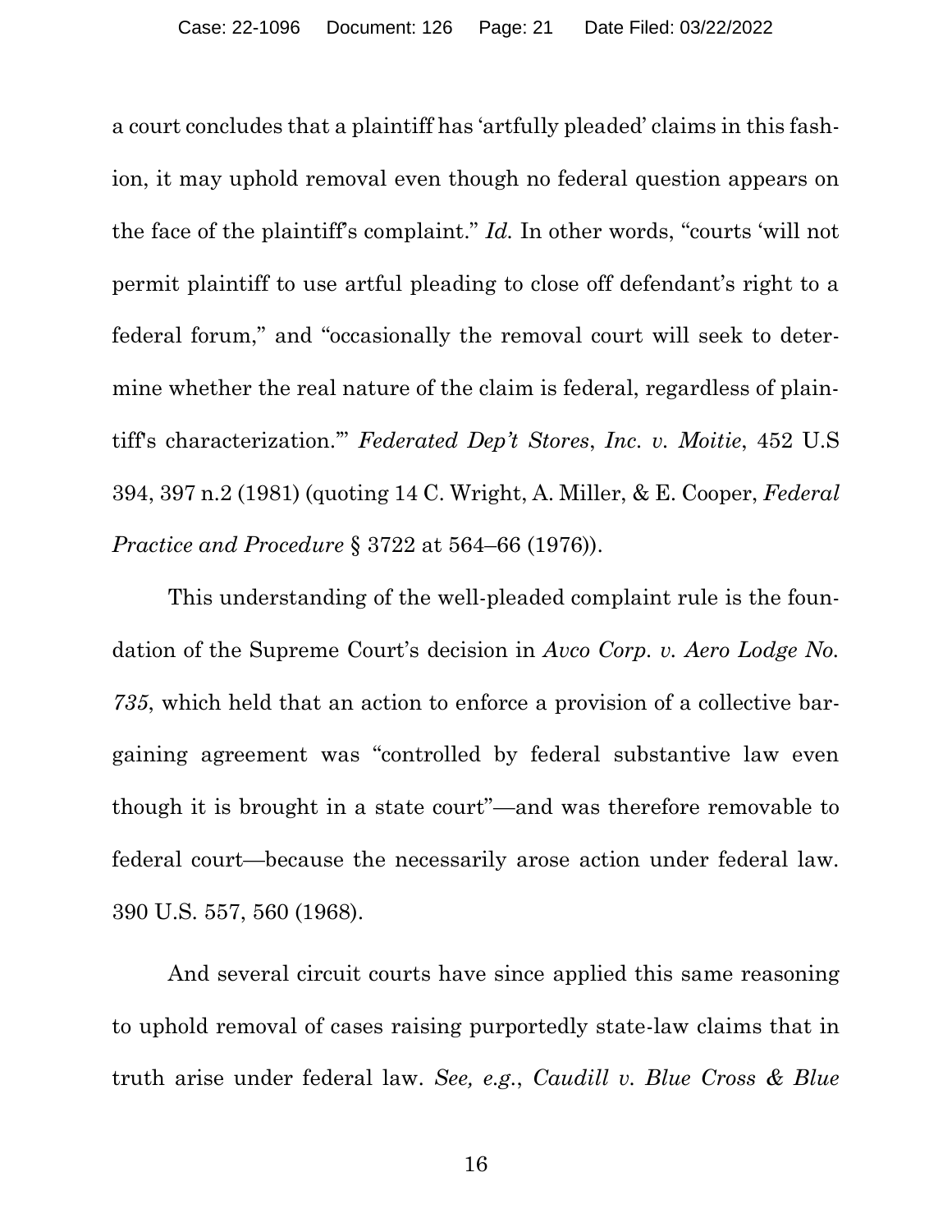a court concludes that a plaintiff has 'artfully pleaded' claims in this fashion, it may uphold removal even though no federal question appears on the face of the plaintiff's complaint." *Id.* In other words, "courts 'will not permit plaintiff to use artful pleading to close off defendant's right to a federal forum," and "occasionally the removal court will seek to determine whether the real nature of the claim is federal, regardless of plaintiff's characterization.'" *Federated Dep't Stores*, *Inc. v. Moitie*, 452 U.S 394, 397 n.2 (1981) (quoting 14 C. Wright, A. Miller, & E. Cooper, *Federal Practice and Procedure* § 3722 at 564–66 (1976)).

This understanding of the well-pleaded complaint rule is the foundation of the Supreme Court's decision in *Avco Corp. v. Aero Lodge No. 735*, which held that an action to enforce a provision of a collective bargaining agreement was "controlled by federal substantive law even though it is brought in a state court"—and was therefore removable to federal court—because the necessarily arose action under federal law. 390 U.S. 557, 560 (1968).

And several circuit courts have since applied this same reasoning to uphold removal of cases raising purportedly state-law claims that in truth arise under federal law. *See, e.g.*, *Caudill v. Blue Cross & Blue*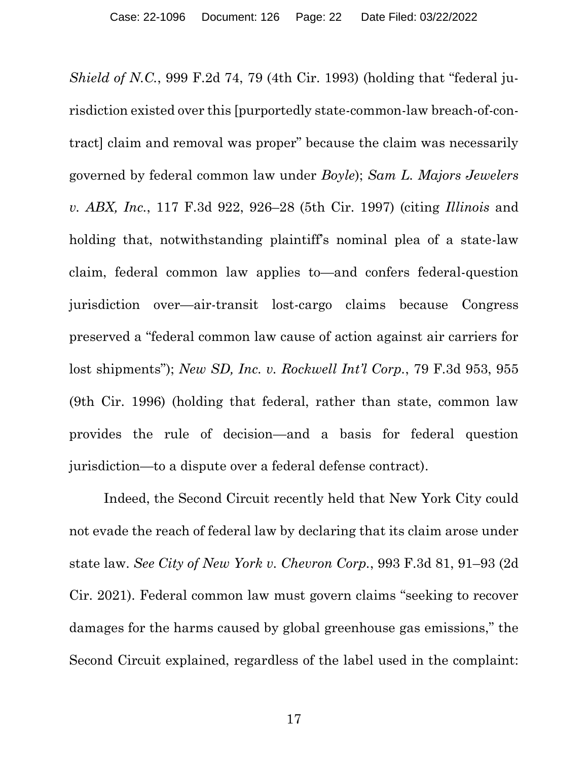*Shield of N.C.*, 999 F.2d 74, 79 (4th Cir. 1993) (holding that "federal jurisdiction existed over this [purportedly state-common-law breach-of-contract] claim and removal was proper" because the claim was necessarily governed by federal common law under *Boyle*); *Sam L. Majors Jewelers v. ABX, Inc.*, 117 F.3d 922, 926–28 (5th Cir. 1997) (citing *Illinois* and holding that, notwithstanding plaintiff's nominal plea of a state-law claim, federal common law applies to—and confers federal-question jurisdiction over—air-transit lost-cargo claims because Congress preserved a "federal common law cause of action against air carriers for lost shipments"); *New SD, Inc. v. Rockwell Int'l Corp.*, 79 F.3d 953, 955 (9th Cir. 1996) (holding that federal, rather than state, common law provides the rule of decision—and a basis for federal question jurisdiction—to a dispute over a federal defense contract).

Indeed, the Second Circuit recently held that New York City could not evade the reach of federal law by declaring that its claim arose under state law. *See City of New York v. Chevron Corp.*, 993 F.3d 81, 91–93 (2d Cir. 2021). Federal common law must govern claims "seeking to recover damages for the harms caused by global greenhouse gas emissions," the Second Circuit explained, regardless of the label used in the complaint: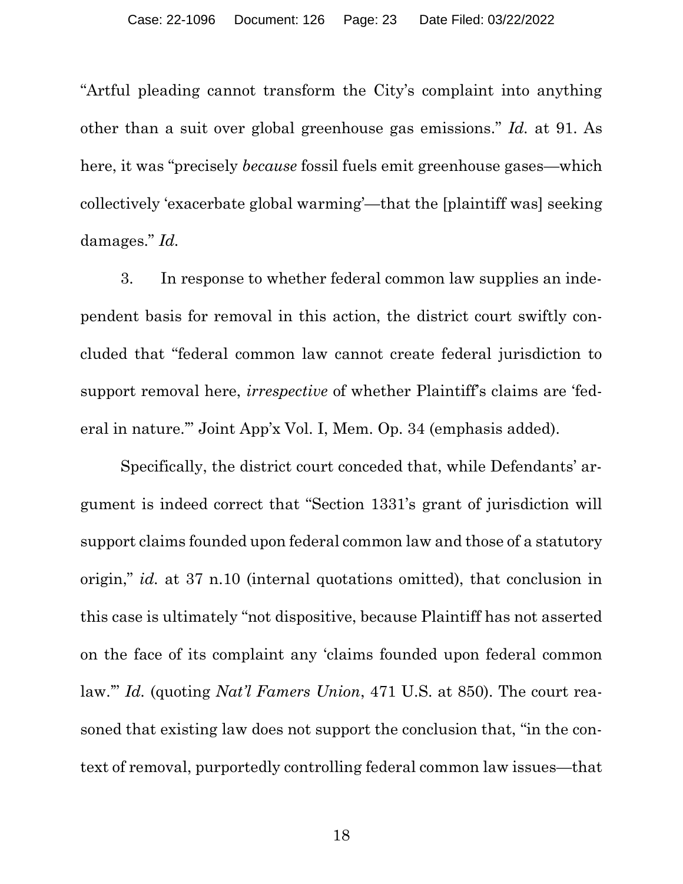"Artful pleading cannot transform the City's complaint into anything other than a suit over global greenhouse gas emissions." *Id.* at 91. As here, it was "precisely *because* fossil fuels emit greenhouse gases—which collectively 'exacerbate global warming'—that the [plaintiff was] seeking damages." *Id.*

3. In response to whether federal common law supplies an independent basis for removal in this action, the district court swiftly concluded that "federal common law cannot create federal jurisdiction to support removal here, *irrespective* of whether Plaintiff's claims are 'federal in nature.'" Joint App'x Vol. I, Mem. Op. 34 (emphasis added).

Specifically, the district court conceded that, while Defendants' argument is indeed correct that "Section 1331's grant of jurisdiction will support claims founded upon federal common law and those of a statutory origin," *id.* at 37 n.10 (internal quotations omitted), that conclusion in this case is ultimately "not dispositive, because Plaintiff has not asserted on the face of its complaint any 'claims founded upon federal common law.'" *Id.* (quoting *Nat'l Famers Union*, 471 U.S. at 850). The court reasoned that existing law does not support the conclusion that, "in the context of removal, purportedly controlling federal common law issues—that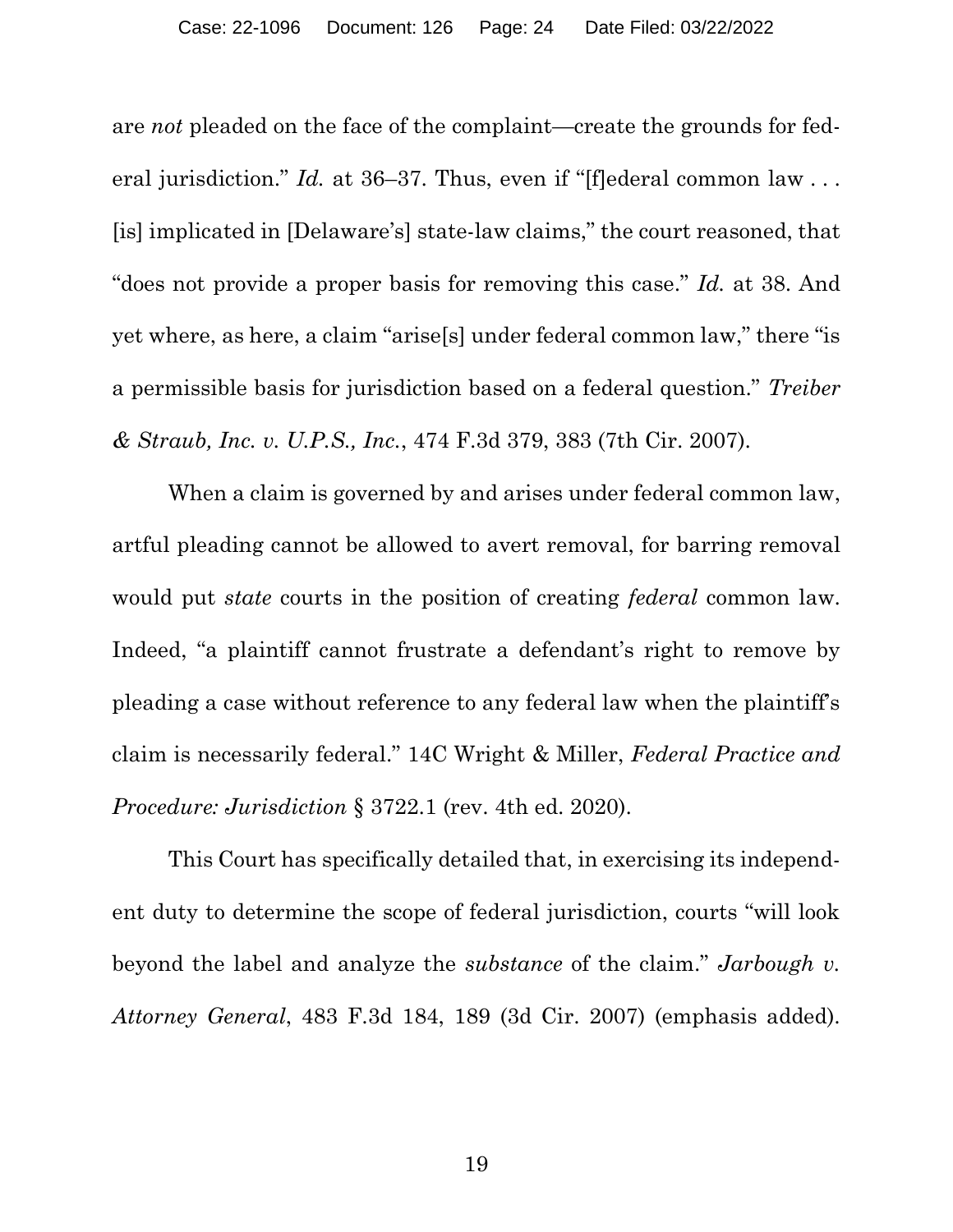are *not* pleaded on the face of the complaint—create the grounds for federal jurisdiction." *Id.* at 36–37. Thus, even if "[f]ederal common law . . . [is] implicated in [Delaware's] state-law claims," the court reasoned, that "does not provide a proper basis for removing this case." *Id.* at 38. And yet where, as here, a claim "arise[s] under federal common law," there "is a permissible basis for jurisdiction based on a federal question." *Treiber & Straub, Inc. v. U.P.S., Inc.*, 474 F.3d 379, 383 (7th Cir. 2007).

When a claim is governed by and arises under federal common law, artful pleading cannot be allowed to avert removal, for barring removal would put *state* courts in the position of creating *federal* common law. Indeed, "a plaintiff cannot frustrate a defendant's right to remove by pleading a case without reference to any federal law when the plaintiff's claim is necessarily federal." 14C Wright & Miller, *Federal Practice and Procedure: Jurisdiction* § 3722.1 (rev. 4th ed. 2020).

This Court has specifically detailed that, in exercising its independent duty to determine the scope of federal jurisdiction, courts "will look beyond the label and analyze the *substance* of the claim." *Jarbough v. Attorney General*, 483 F.3d 184, 189 (3d Cir. 2007) (emphasis added).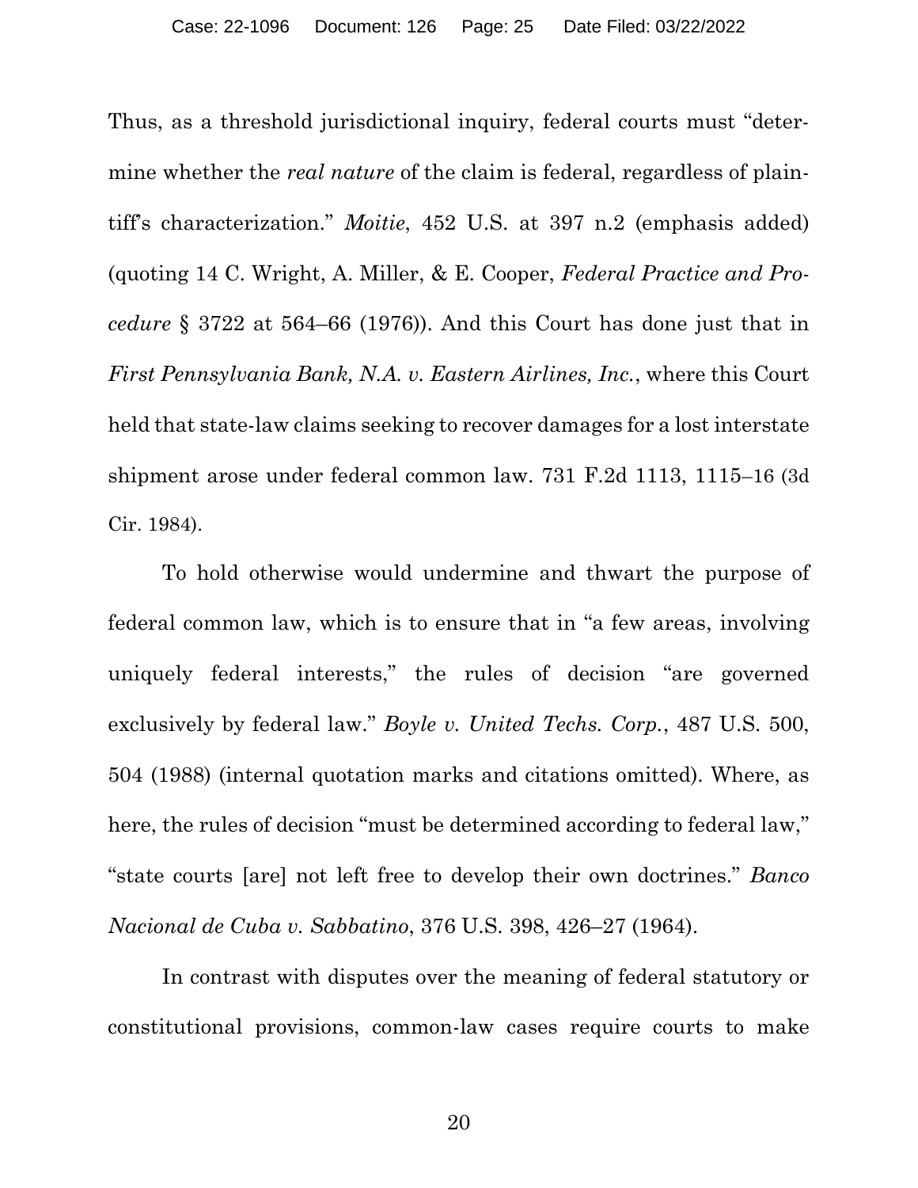Thus, as a threshold jurisdictional inquiry, federal courts must "determine whether the *real nature* of the claim is federal, regardless of plaintiff's characterization." *Moitie*, 452 U.S. at 397 n.2 (emphasis added) (quoting 14 C. Wright, A. Miller, & E. Cooper, *Federal Practice and Procedure* § 3722 at 564–66 (1976)). And this Court has done just that in *First Pennsylvania Bank, N.A. v. Eastern Airlines, Inc.*, where this Court held that state-law claims seeking to recover damages for a lost interstate shipment arose under federal common law. 731 F.2d 1113, 1115–16 (3d Cir. 1984).

To hold otherwise would undermine and thwart the purpose of federal common law, which is to ensure that in "a few areas, involving uniquely federal interests," the rules of decision "are governed exclusively by federal law." *Boyle v. United Techs. Corp.*, 487 U.S. 500, 504 (1988) (internal quotation marks and citations omitted). Where, as here, the rules of decision "must be determined according to federal law," "state courts [are] not left free to develop their own doctrines." *Banco Nacional de Cuba v. Sabbatino*, 376 U.S. 398, 426–27 (1964).

In contrast with disputes over the meaning of federal statutory or constitutional provisions, common-law cases require courts to make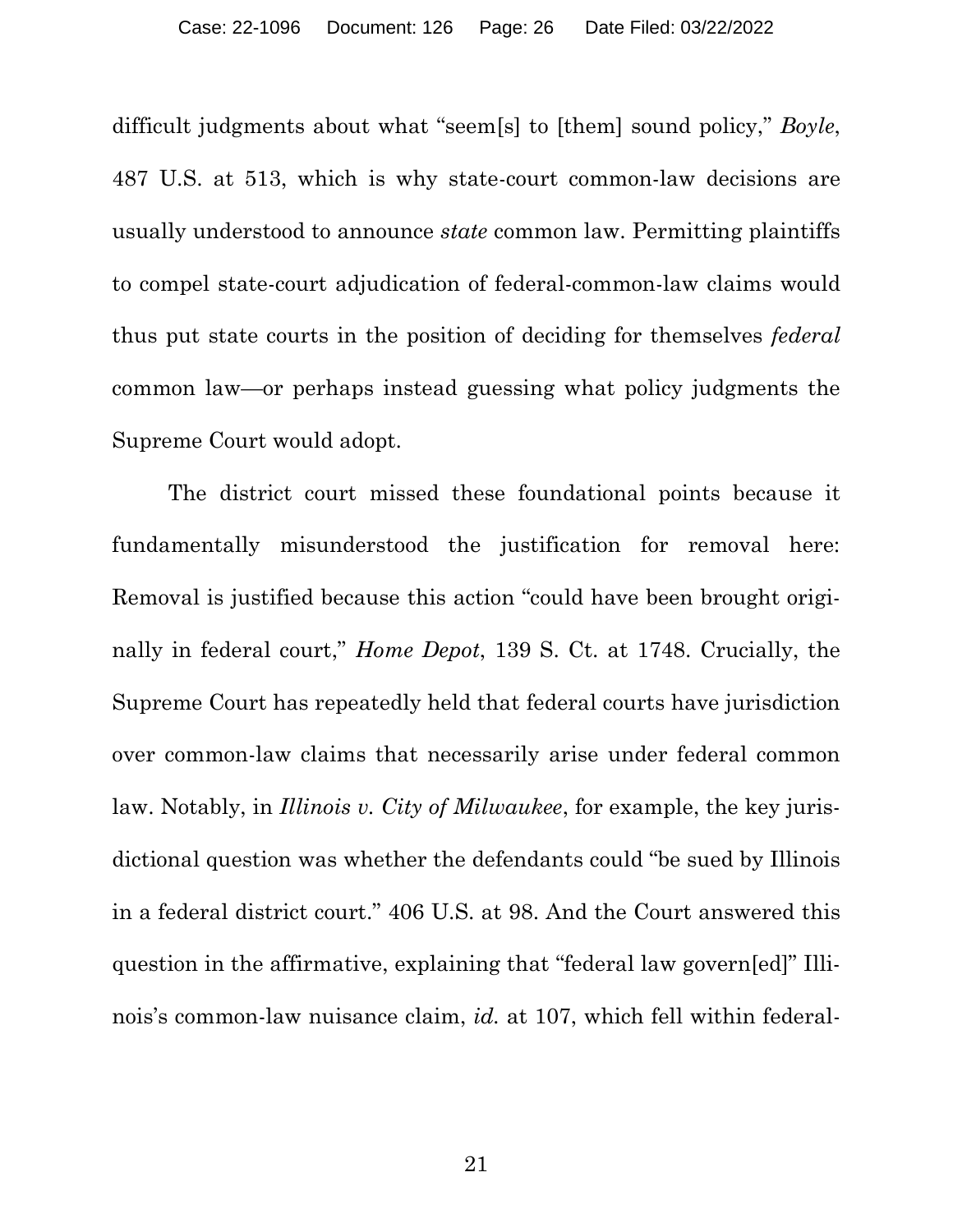difficult judgments about what "seem[s] to [them] sound policy," *Boyle*, 487 U.S. at 513, which is why state-court common-law decisions are usually understood to announce *state* common law. Permitting plaintiffs to compel state-court adjudication of federal-common-law claims would thus put state courts in the position of deciding for themselves *federal* common law—or perhaps instead guessing what policy judgments the Supreme Court would adopt.

The district court missed these foundational points because it fundamentally misunderstood the justification for removal here: Removal is justified because this action "could have been brought originally in federal court," *Home Depot*, 139 S. Ct. at 1748. Crucially, the Supreme Court has repeatedly held that federal courts have jurisdiction over common-law claims that necessarily arise under federal common law. Notably, in *Illinois v. City of Milwaukee*, for example, the key jurisdictional question was whether the defendants could "be sued by Illinois in a federal district court." 406 U.S. at 98. And the Court answered this question in the affirmative, explaining that "federal law govern[ed]" Illinois's common-law nuisance claim, *id.* at 107, which fell within federal-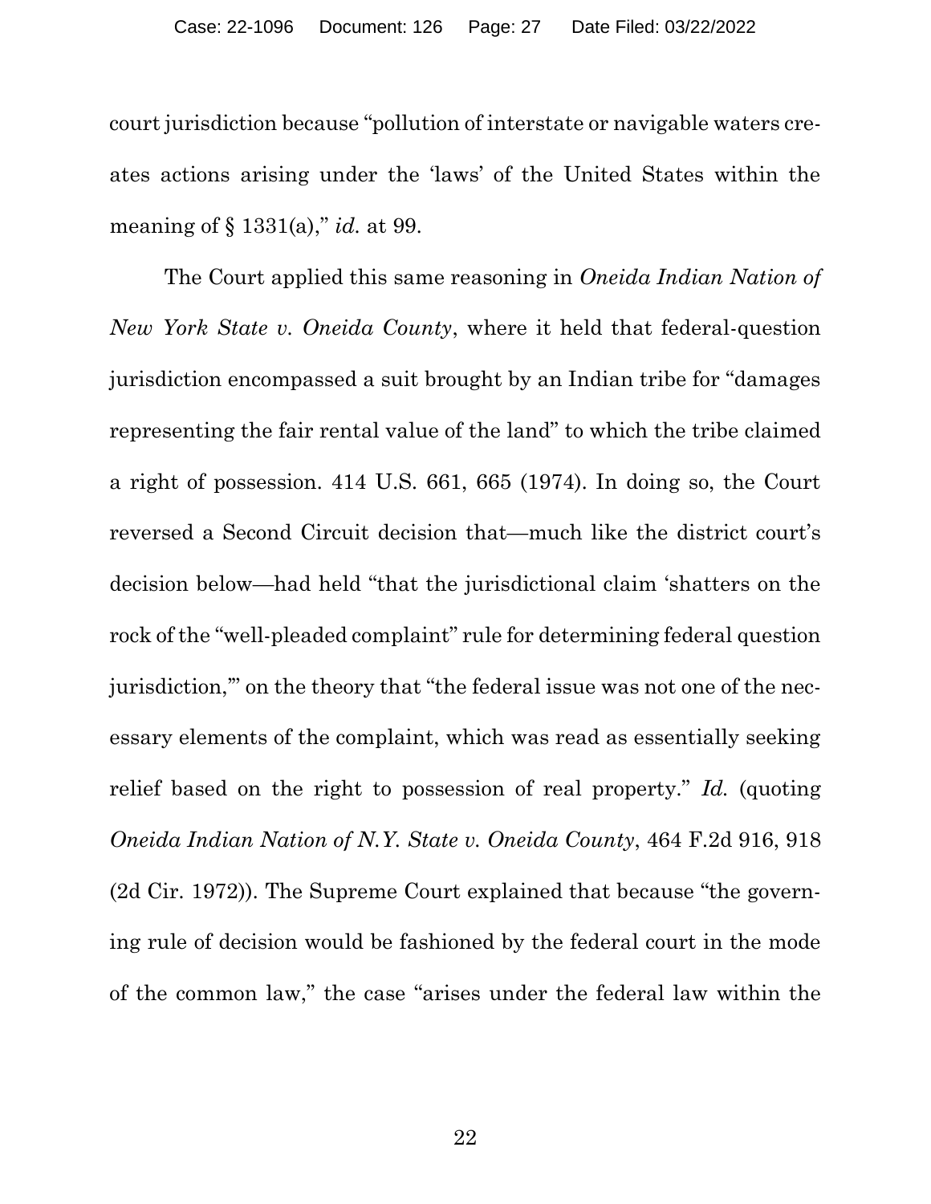court jurisdiction because "pollution of interstate or navigable waters creates actions arising under the 'laws' of the United States within the meaning of § 1331(a)," *id.* at 99.

The Court applied this same reasoning in *Oneida Indian Nation of New York State v. Oneida County*, where it held that federal-question jurisdiction encompassed a suit brought by an Indian tribe for "damages representing the fair rental value of the land" to which the tribe claimed a right of possession. 414 U.S. 661, 665 (1974). In doing so, the Court reversed a Second Circuit decision that—much like the district court's decision below—had held "that the jurisdictional claim 'shatters on the rock of the "well-pleaded complaint" rule for determining federal question jurisdiction,'" on the theory that "the federal issue was not one of the necessary elements of the complaint, which was read as essentially seeking relief based on the right to possession of real property." *Id.* (quoting *Oneida Indian Nation of N.Y. State v. Oneida County*, 464 F.2d 916, 918 (2d Cir. 1972)). The Supreme Court explained that because "the governing rule of decision would be fashioned by the federal court in the mode of the common law," the case "arises under the federal law within the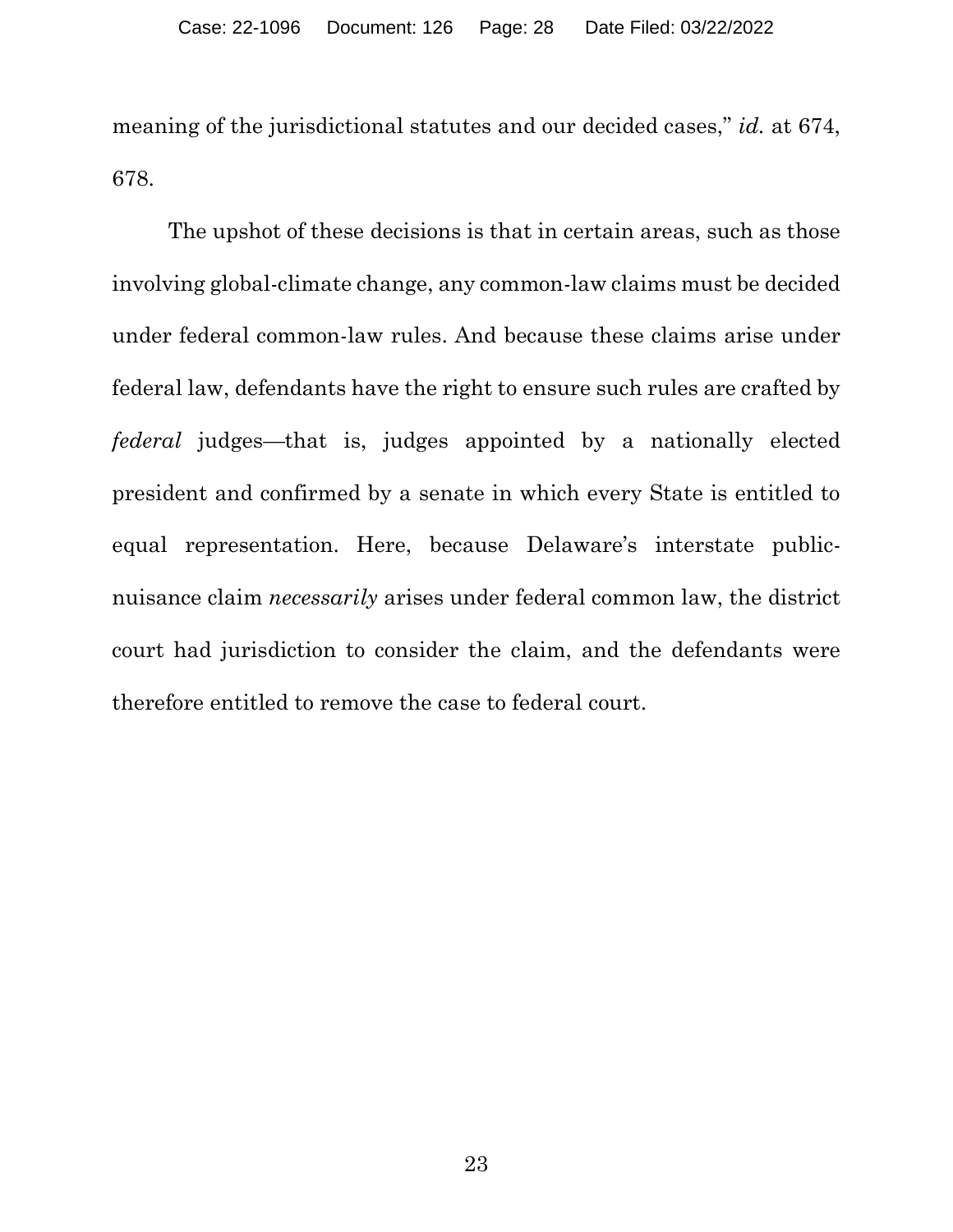meaning of the jurisdictional statutes and our decided cases," *id.* at 674, 678.

The upshot of these decisions is that in certain areas, such as those involving global-climate change, any common-law claims must be decided under federal common-law rules. And because these claims arise under federal law, defendants have the right to ensure such rules are crafted by *federal* judges—that is, judges appointed by a nationally elected president and confirmed by a senate in which every State is entitled to equal representation. Here, because Delaware's interstate public-nuisance claim *necessarily* arises under federal common law, the district court had jurisdiction to consider the claim, and the defendants were therefore entitled to remove the case to federal court.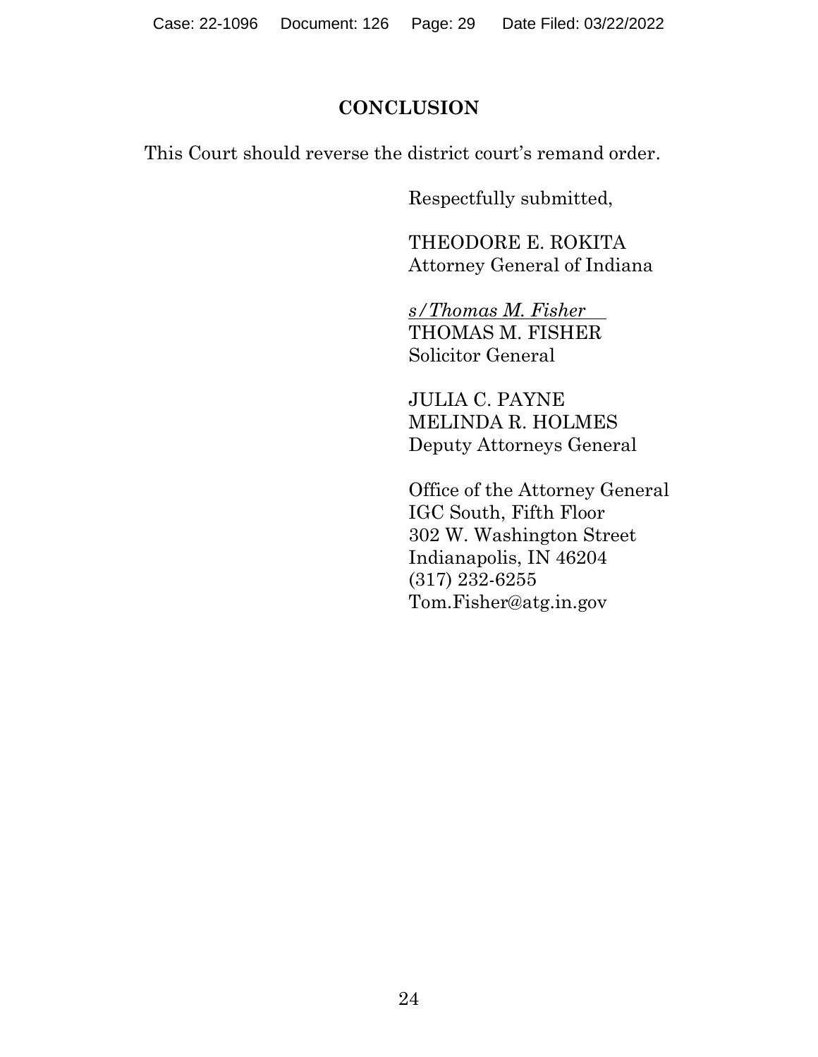## CONCLUSION

This Court should reverse the district court's remand order.

Respectfully submitted,

THEODORE E. ROKITA
Attorney General of Indiana

*s/Thomas M. Fisher*
THOMAS M. FISHER
Solicitor General

JULIA C. PAYNE
MELINDA R. HOLMES
Deputy Attorneys General

Office of the Attorney General
IGC South, Fifth Floor
302 W. Washington Street
Indianapolis, IN 46204
(317) 232-6255
Tom.Fisher@atg.in.gov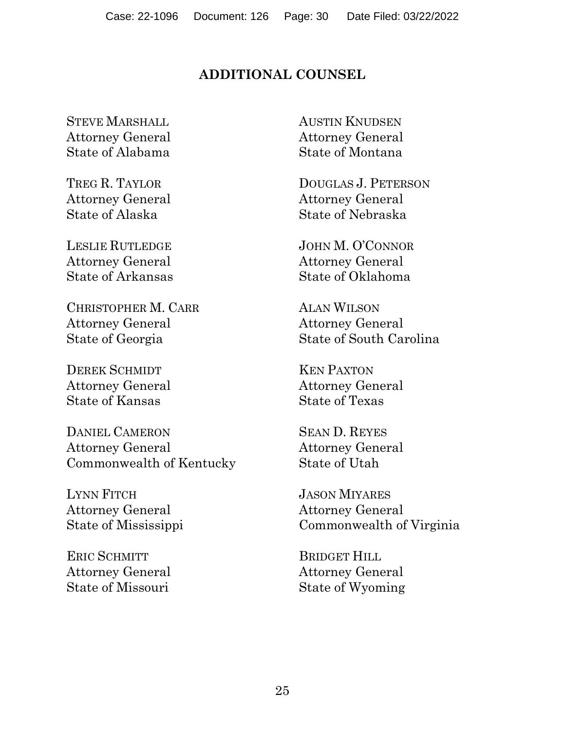## ADDITIONAL COUNSEL

STEVE MARSHALL
Attorney General
State of Alabama

TREG R. TAYLOR
Attorney General
State of Alaska

LESLIE RUTLEDGE
Attorney General
State of Arkansas

CHRISTOPHER M. CARR
Attorney General
State of Georgia

DEREK SCHMIDT
Attorney General
State of Kansas

DANIEL CAMERON
Attorney General
Commonwealth of Kentucky

LYNN FITCH
Attorney General
State of Mississippi

ERIC SCHMITT
Attorney General
State of Missouri

AUSTIN KNUDSEN
Attorney General
State of Montana

DOUGLAS J. PETERSON
Attorney General
State of Nebraska

JOHN M. O'CONNOR
Attorney General
State of Oklahoma

ALAN WILSON
Attorney General
State of South Carolina

KEN PAXTON
Attorney General
State of Texas

SEAN D. REYES
Attorney General
State of Utah

JASON MIYARES
Attorney General
Commonwealth of Virginia

BRIDGET HILL
Attorney General
State of Wyoming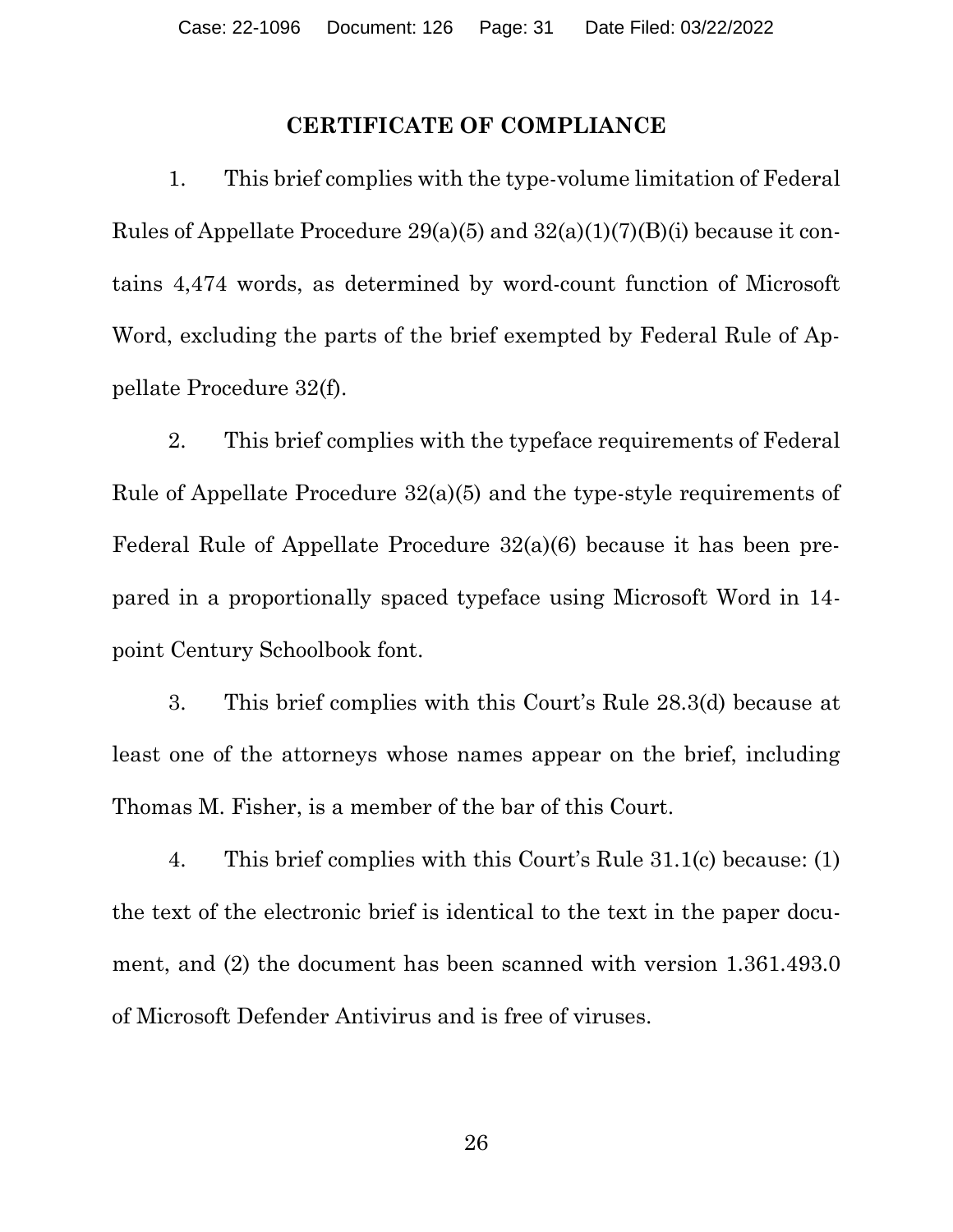## CERTIFICATE OF COMPLIANCE

1. This brief complies with the type-volume limitation of Federal Rules of Appellate Procedure 29(a)(5) and 32(a)(1)(7)(B)(i) because it contains 4,474 words, as determined by word-count function of Microsoft Word, excluding the parts of the brief exempted by Federal Rule of Appellate Procedure 32(f).

2. This brief complies with the typeface requirements of Federal Rule of Appellate Procedure 32(a)(5) and the type-style requirements of Federal Rule of Appellate Procedure 32(a)(6) because it has been prepared in a proportionally spaced typeface using Microsoft Word in 14-point Century Schoolbook font.

3. This brief complies with this Court's Rule 28.3(d) because at least one of the attorneys whose names appear on the brief, including Thomas M. Fisher, is a member of the bar of this Court.

4. This brief complies with this Court's Rule 31.1(c) because: (1) the text of the electronic brief is identical to the text in the paper document, and (2) the document has been scanned with version 1.361.493.0 of Microsoft Defender Antivirus and is free of viruses.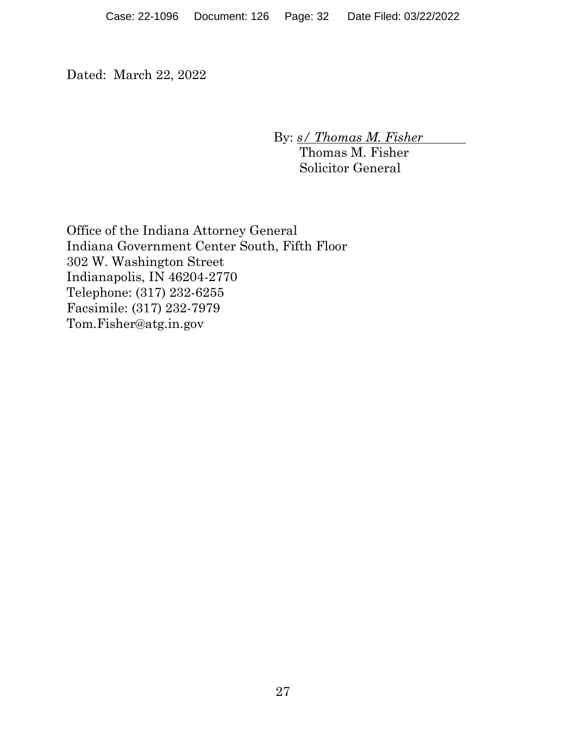Dated: March 22, 2022

By: *s/ Thomas M. Fisher*
Thomas M. Fisher
Solicitor General

Office of the Indiana Attorney General
Indiana Government Center South, Fifth Floor
302 W. Washington Street
Indianapolis, IN 46204-2770
Telephone: (317) 232-6255
Facsimile: (317) 232-7979
Tom.Fisher@atg.in.gov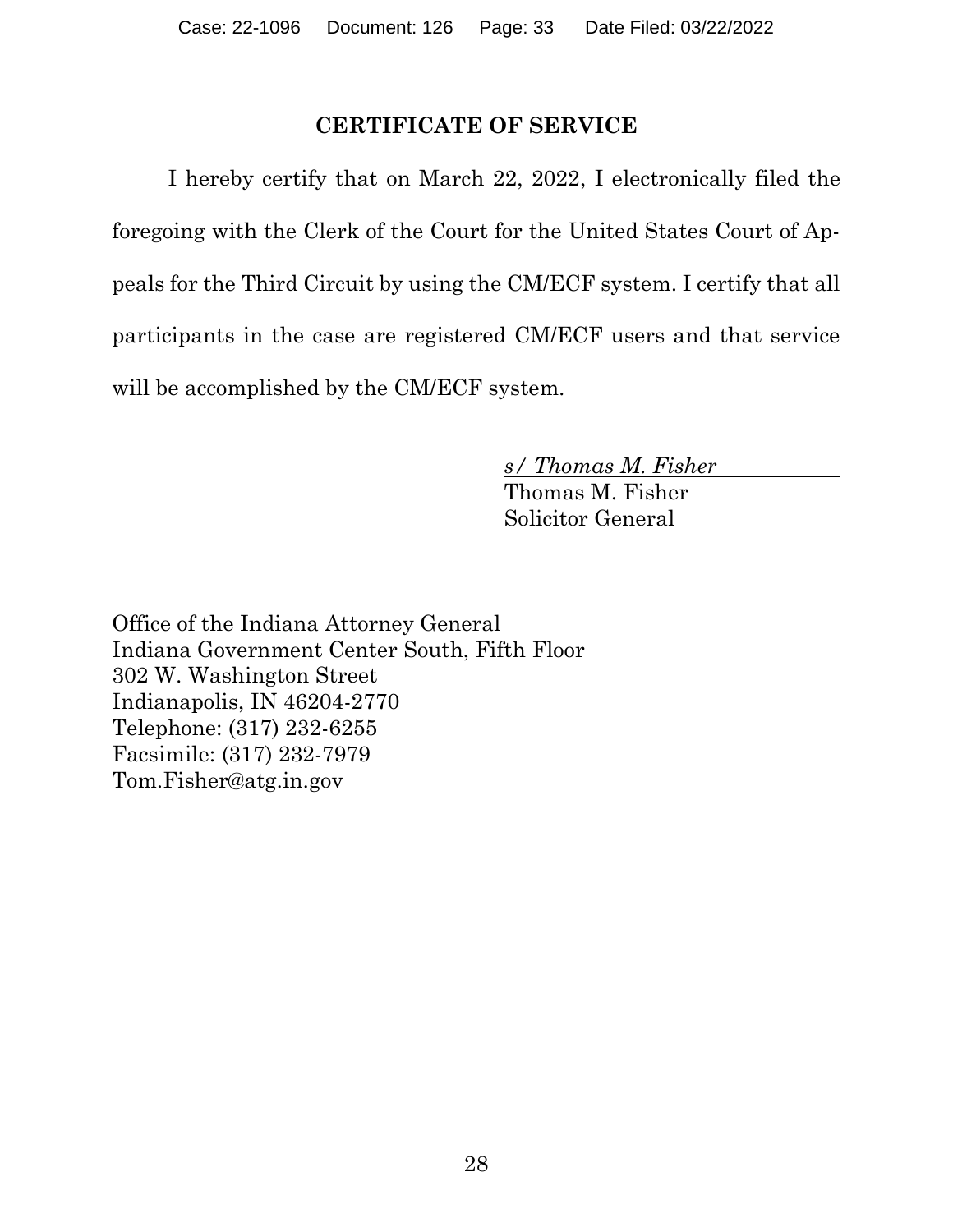## CERTIFICATE OF SERVICE

I hereby certify that on March 22, 2022, I electronically filed the foregoing with the Clerk of the Court for the United States Court of Appeals for the Third Circuit by using the CM/ECF system. I certify that all participants in the case are registered CM/ECF users and that service will be accomplished by the CM/ECF system.

*s/ Thomas M. Fisher*
Thomas M. Fisher
Solicitor General

Office of the Indiana Attorney General
Indiana Government Center South, Fifth Floor
302 W. Washington Street
Indianapolis, IN 46204-2770
Telephone: (317) 232-6255
Facsimile: (317) 232-7979
Tom.Fisher@atg.in.gov